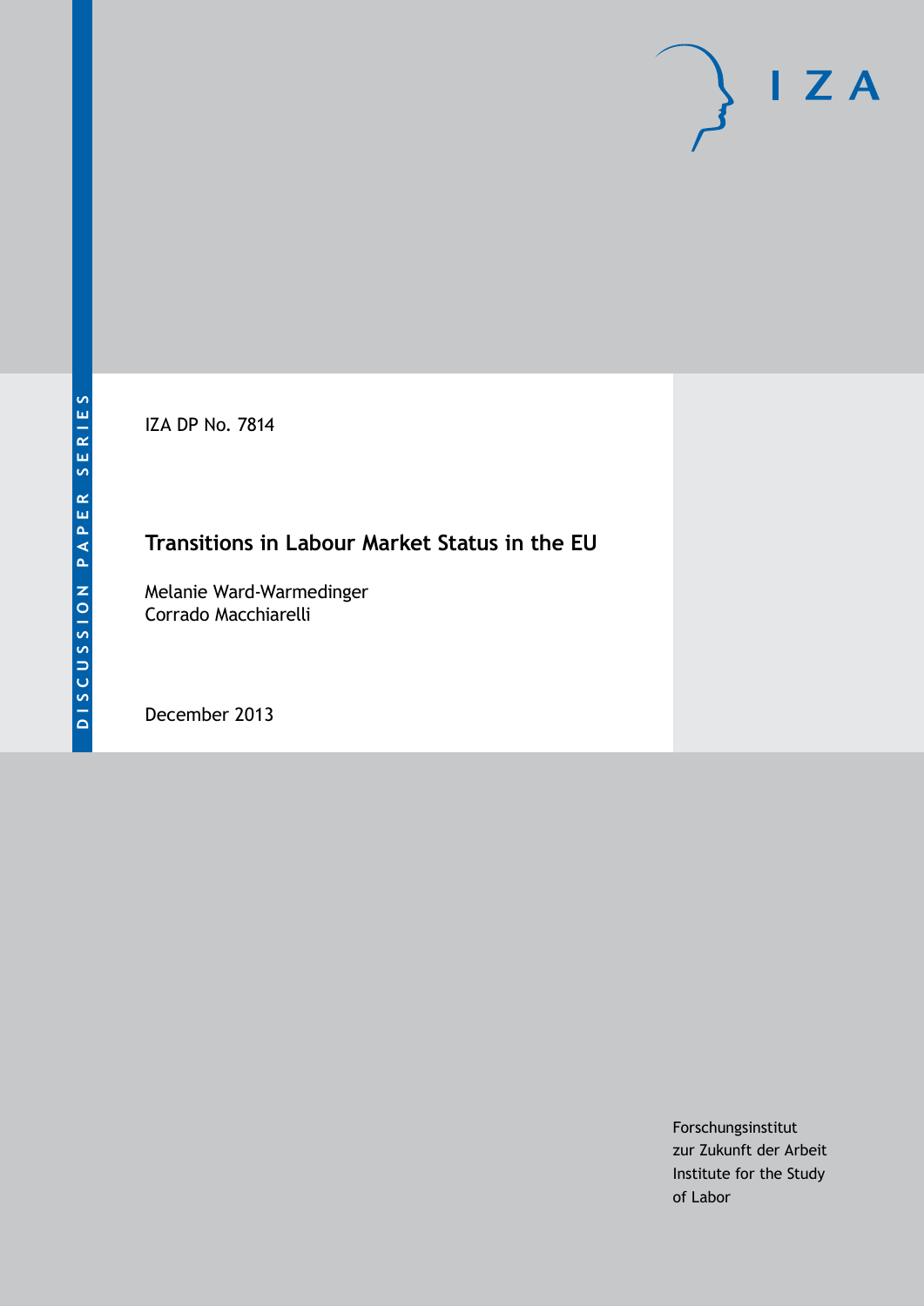DISCUSSION PAPER SERIES

IZA DP No. 7814

# Transitions in Labour Market Status in the EU

Melanie Ward-Warmedinger
Corrado Macchiarelli

December 2013

Forschungsinstitut
zur Zukunft der Arbeit
Institute for the Study
of Labor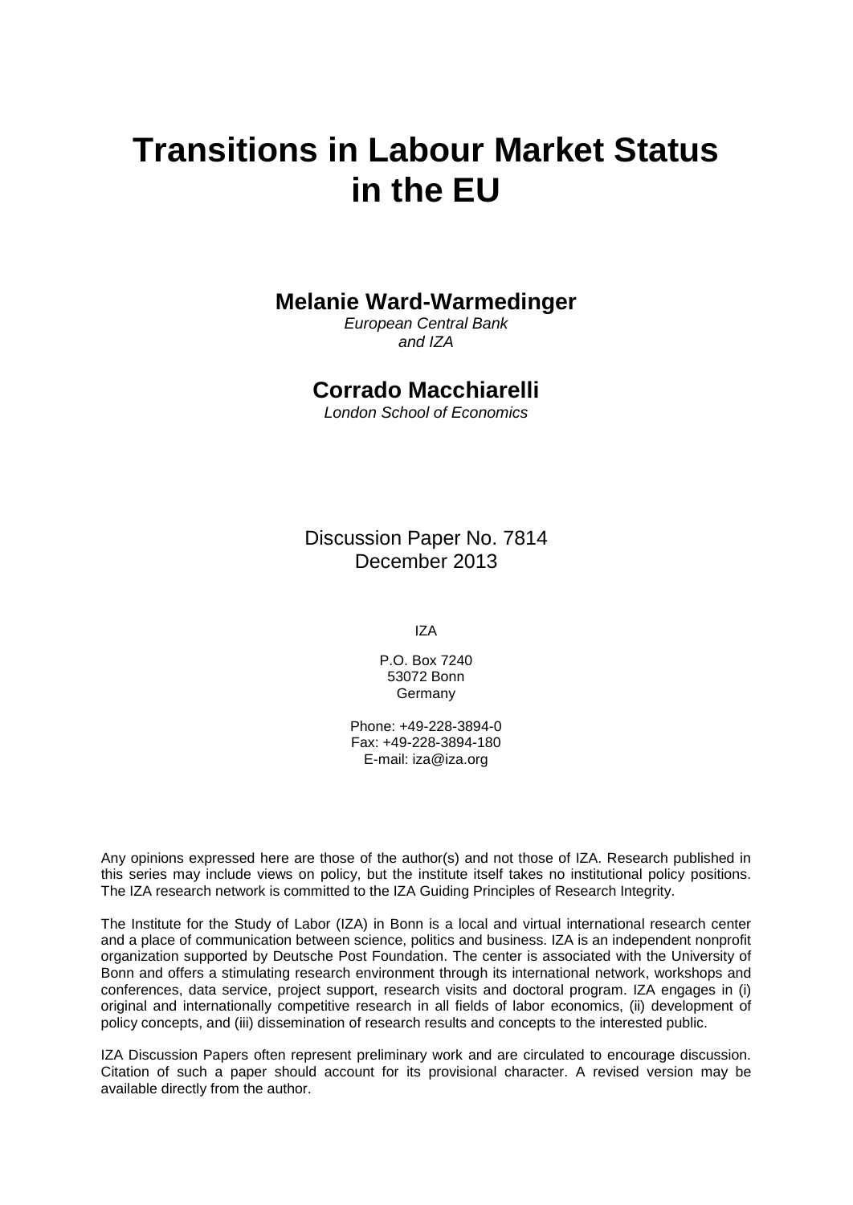# Transitions in Labour Market Status in the EU

**Melanie Ward-Warmedinger**

*European Central Bank*
*and IZA*

**Corrado Macchiarelli**

*London School of Economics*

Discussion Paper No. 7814
December 2013

IZA

P.O. Box 7240
53072 Bonn
Germany

Phone: +49-228-3894-0
Fax: +49-228-3894-180
E-mail: iza@iza.org

Any opinions expressed here are those of the author(s) and not those of IZA. Research published in this series may include views on policy, but the institute itself takes no institutional policy positions. The IZA research network is committed to the IZA Guiding Principles of Research Integrity.

The Institute for the Study of Labor (IZA) in Bonn is a local and virtual international research center and a place of communication between science, politics and business. IZA is an independent nonprofit organization supported by Deutsche Post Foundation. The center is associated with the University of Bonn and offers a stimulating research environment through its international network, workshops and conferences, data service, project support, research visits and doctoral program. IZA engages in (i) original and internationally competitive research in all fields of labor economics, (ii) development of policy concepts, and (iii) dissemination of research results and concepts to the interested public.

IZA Discussion Papers often represent preliminary work and are circulated to encourage discussion. Citation of such a paper should account for its provisional character. A revised version may be available directly from the author.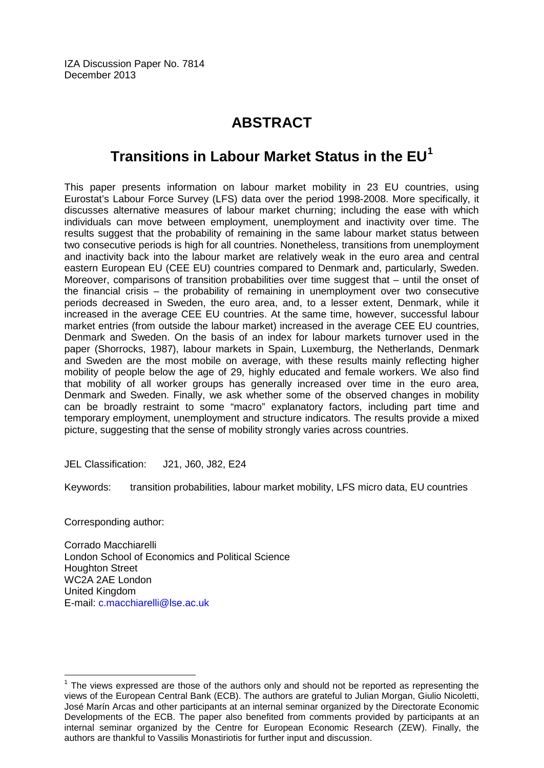IZA Discussion Paper No. 7814
December 2013

# ABSTRACT

## Transitions in Labour Market Status in the EU[1]

This paper presents information on labour market mobility in 23 EU countries, using Eurostat's Labour Force Survey (LFS) data over the period 1998-2008. More specifically, it discusses alternative measures of labour market churning; including the ease with which individuals can move between employment, unemployment and inactivity over time. The results suggest that the probability of remaining in the same labour market status between two consecutive periods is high for all countries. Nonetheless, transitions from unemployment and inactivity back into the labour market are relatively weak in the euro area and central eastern European EU (CEE EU) countries compared to Denmark and, particularly, Sweden. Moreover, comparisons of transition probabilities over time suggest that – until the onset of the financial crisis – the probability of remaining in unemployment over two consecutive periods decreased in Sweden, the euro area, and, to a lesser extent, Denmark, while it increased in the average CEE EU countries. At the same time, however, successful labour market entries (from outside the labour market) increased in the average CEE EU countries, Denmark and Sweden. On the basis of an index for labour markets turnover used in the paper (Shorrocks, 1987), labour markets in Spain, Luxemburg, the Netherlands, Denmark and Sweden are the most mobile on average, with these results mainly reflecting higher mobility of people below the age of 29, highly educated and female workers. We also find that mobility of all worker groups has generally increased over time in the euro area, Denmark and Sweden. Finally, we ask whether some of the observed changes in mobility can be broadly restraint to some "macro" explanatory factors, including part time and temporary employment, unemployment and structure indicators. The results provide a mixed picture, suggesting that the sense of mobility strongly varies across countries.

JEL Classification: J21, J60, J82, E24

Keywords: transition probabilities, labour market mobility, LFS micro data, EU countries

Corresponding author:

Corrado Macchiarelli
London School of Economics and Political Science
Houghton Street
WC2A 2AE London
United Kingdom
E-mail: c.macchiarelli@lse.ac.uk

[1] The views expressed are those of the authors only and should not be reported as representing the views of the European Central Bank (ECB). The authors are grateful to Julian Morgan, Giulio Nicoletti, José Marín Arcas and other participants at an internal seminar organized by the Directorate Economic Developments of the ECB. The paper also benefited from comments provided by participants at an internal seminar organized by the Centre for European Economic Research (ZEW). Finally, the authors are thankful to Vassilis Monastiriotis for further input and discussion.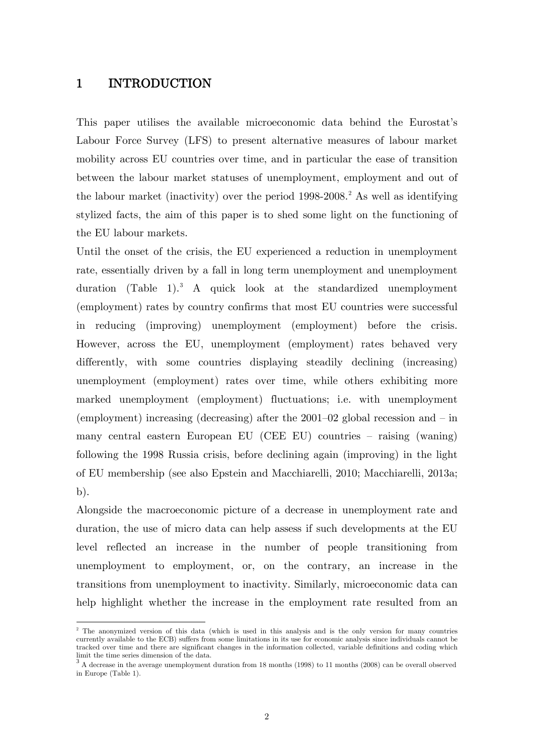# 1 INTRODUCTION

This paper utilises the available microeconomic data behind the Eurostat's Labour Force Survey (LFS) to present alternative measures of labour market mobility across EU countries over time, and in particular the ease of transition between the labour market statuses of unemployment, employment and out of the labour market (inactivity) over the period 1998-2008.[2] As well as identifying stylized facts, the aim of this paper is to shed some light on the functioning of the EU labour markets.

Until the onset of the crisis, the EU experienced a reduction in unemployment rate, essentially driven by a fall in long term unemployment and unemployment duration (Table 1).[3] A quick look at the standardized unemployment (employment) rates by country confirms that most EU countries were successful in reducing (improving) unemployment (employment) before the crisis. However, across the EU, unemployment (employment) rates behaved very differently, with some countries displaying steadily declining (increasing) unemployment (employment) rates over time, while others exhibiting more marked unemployment (employment) fluctuations; i.e. with unemployment (employment) increasing (decreasing) after the 2001–02 global recession and – in many central eastern European EU (CEE EU) countries – raising (waning) following the 1998 Russia crisis, before declining again (improving) in the light of EU membership (see also Epstein and Macchiarelli, 2010; Macchiarelli, 2013a; b).

Alongside the macroeconomic picture of a decrease in unemployment rate and duration, the use of micro data can help assess if such developments at the EU level reflected an increase in the number of people transitioning from unemployment to employment, or, on the contrary, an increase in the transitions from unemployment to inactivity. Similarly, microeconomic data can help highlight whether the increase in the employment rate resulted from an

---

[2] The anonymized version of this data (which is used in this analysis and is the only version for many countries currently available to the ECB) suffers from some limitations in its use for economic analysis since individuals cannot be tracked over time and there are significant changes in the information collected, variable definitions and coding which limit the time series dimension of the data.

[3] A decrease in the average unemployment duration from 18 months (1998) to 11 months (2008) can be overall observed in Europe (Table 1).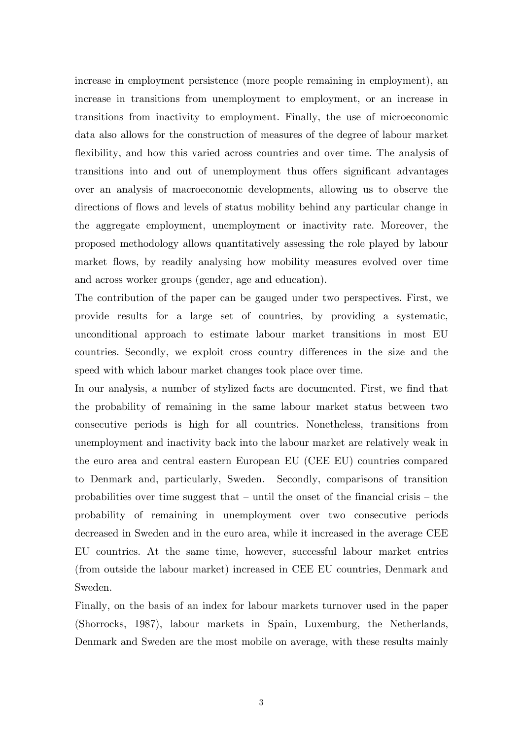increase in employment persistence (more people remaining in employment), an increase in transitions from unemployment to employment, or an increase in transitions from inactivity to employment. Finally, the use of microeconomic data also allows for the construction of measures of the degree of labour market flexibility, and how this varied across countries and over time. The analysis of transitions into and out of unemployment thus offers significant advantages over an analysis of macroeconomic developments, allowing us to observe the directions of flows and levels of status mobility behind any particular change in the aggregate employment, unemployment or inactivity rate. Moreover, the proposed methodology allows quantitatively assessing the role played by labour market flows, by readily analysing how mobility measures evolved over time and across worker groups (gender, age and education).

The contribution of the paper can be gauged under two perspectives. First, we provide results for a large set of countries, by providing a systematic, unconditional approach to estimate labour market transitions in most EU countries. Secondly, we exploit cross country differences in the size and the speed with which labour market changes took place over time.

In our analysis, a number of stylized facts are documented. First, we find that the probability of remaining in the same labour market status between two consecutive periods is high for all countries. Nonetheless, transitions from unemployment and inactivity back into the labour market are relatively weak in the euro area and central eastern European EU (CEE EU) countries compared to Denmark and, particularly, Sweden. Secondly, comparisons of transition probabilities over time suggest that – until the onset of the financial crisis – the probability of remaining in unemployment over two consecutive periods decreased in Sweden and in the euro area, while it increased in the average CEE EU countries. At the same time, however, successful labour market entries (from outside the labour market) increased in CEE EU countries, Denmark and Sweden.

Finally, on the basis of an index for labour markets turnover used in the paper (Shorrocks, 1987), labour markets in Spain, Luxemburg, the Netherlands, Denmark and Sweden are the most mobile on average, with these results mainly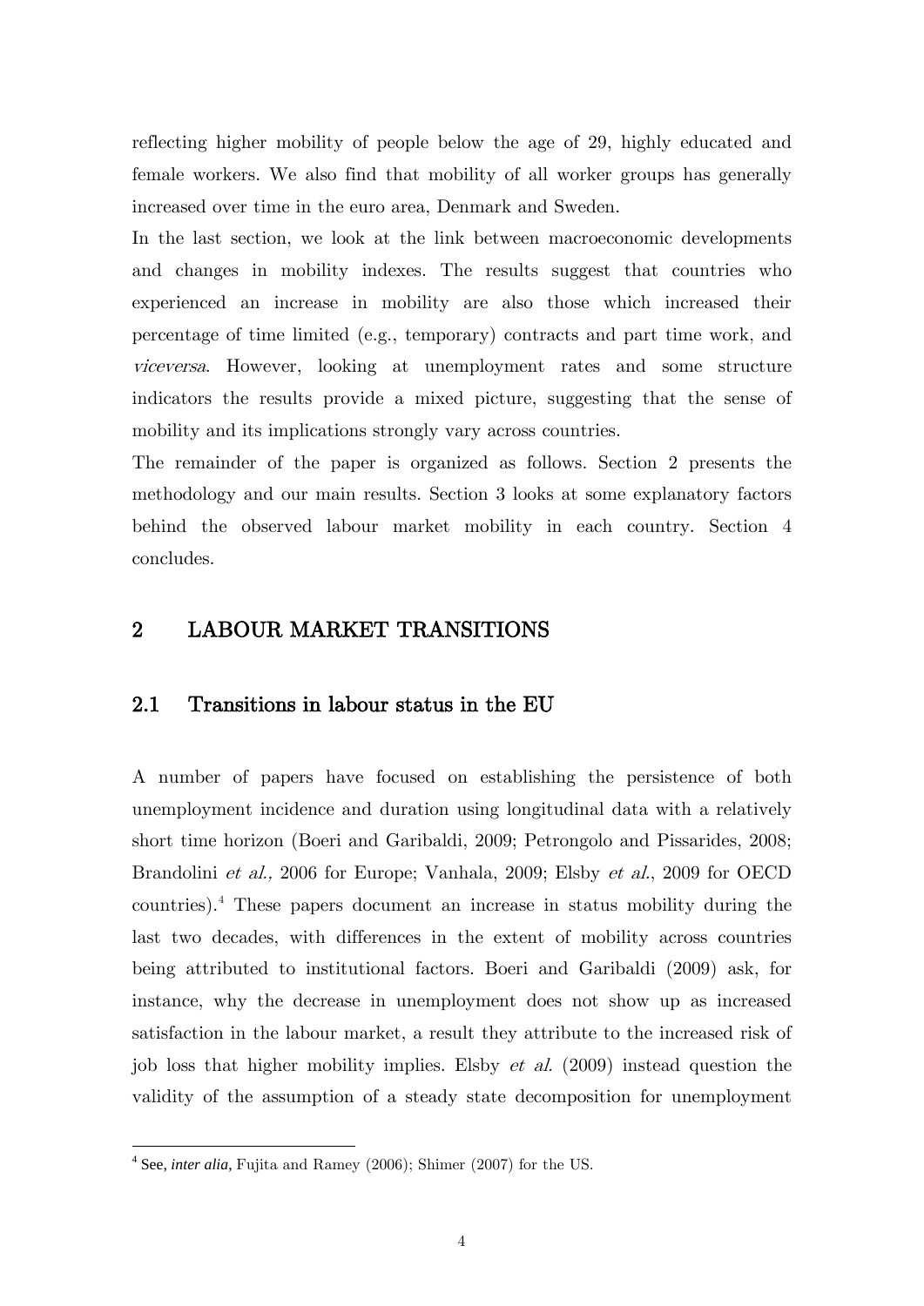reflecting higher mobility of people below the age of 29, highly educated and female workers. We also find that mobility of all worker groups has generally increased over time in the euro area, Denmark and Sweden.

In the last section, we look at the link between macroeconomic developments and changes in mobility indexes. The results suggest that countries who experienced an increase in mobility are also those which increased their percentage of time limited (e.g., temporary) contracts and part time work, and *viceversa*. However, looking at unemployment rates and some structure indicators the results provide a mixed picture, suggesting that the sense of mobility and its implications strongly vary across countries.

The remainder of the paper is organized as follows. Section 2 presents the methodology and our main results. Section 3 looks at some explanatory factors behind the observed labour market mobility in each country. Section 4 concludes.

# 2 LABOUR MARKET TRANSITIONS

## 2.1 Transitions in labour status in the EU

A number of papers have focused on establishing the persistence of both unemployment incidence and duration using longitudinal data with a relatively short time horizon (Boeri and Garibaldi, 2009; Petrongolo and Pissarides, 2008; Brandolini *et al.,* 2006 for Europe; Vanhala, 2009; Elsby *et al.*, 2009 for OECD countries).[4] These papers document an increase in status mobility during the last two decades, with differences in the extent of mobility across countries being attributed to institutional factors. Boeri and Garibaldi (2009) ask, for instance, why the decrease in unemployment does not show up as increased satisfaction in the labour market, a result they attribute to the increased risk of job loss that higher mobility implies. Elsby *et al.* (2009) instead question the validity of the assumption of a steady state decomposition for unemployment

[4] See, *inter alia,* Fujita and Ramey (2006); Shimer (2007) for the US.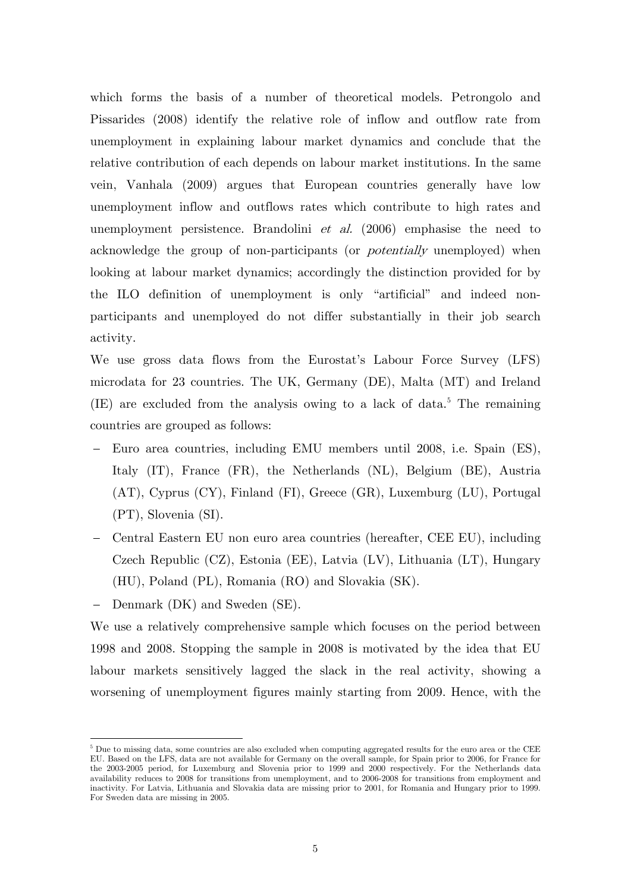which forms the basis of a number of theoretical models. Petrongolo and Pissarides (2008) identify the relative role of inflow and outflow rate from unemployment in explaining labour market dynamics and conclude that the relative contribution of each depends on labour market institutions. In the same vein, Vanhala (2009) argues that European countries generally have low unemployment inflow and outflows rates which contribute to high rates and unemployment persistence. Brandolini *et al.* (2006) emphasise the need to acknowledge the group of non-participants (or *potentially* unemployed) when looking at labour market dynamics; accordingly the distinction provided for by the ILO definition of unemployment is only "artificial" and indeed non-participants and unemployed do not differ substantially in their job search activity.

We use gross data flows from the Eurostat's Labour Force Survey (LFS) microdata for 23 countries. The UK, Germany (DE), Malta (MT) and Ireland (IE) are excluded from the analysis owing to a lack of data.[5] The remaining countries are grouped as follows:

- Euro area countries, including EMU members until 2008, i.e. Spain (ES), Italy (IT), France (FR), the Netherlands (NL), Belgium (BE), Austria (AT), Cyprus (CY), Finland (FI), Greece (GR), Luxemburg (LU), Portugal (PT), Slovenia (SI).
- Central Eastern EU non euro area countries (hereafter, CEE EU), including Czech Republic (CZ), Estonia (EE), Latvia (LV), Lithuania (LT), Hungary (HU), Poland (PL), Romania (RO) and Slovakia (SK).
- Denmark (DK) and Sweden (SE).

We use a relatively comprehensive sample which focuses on the period between 1998 and 2008. Stopping the sample in 2008 is motivated by the idea that EU labour markets sensitively lagged the slack in the real activity, showing a worsening of unemployment figures mainly starting from 2009. Hence, with the

[5] Due to missing data, some countries are also excluded when computing aggregated results for the euro area or the CEE EU. Based on the LFS, data are not available for Germany on the overall sample, for Spain prior to 2006, for France for the 2003-2005 period, for Luxemburg and Slovenia prior to 1999 and 2000 respectively. For the Netherlands data availability reduces to 2008 for transitions from unemployment, and to 2006-2008 for transitions from employment and inactivity. For Latvia, Lithuania and Slovakia data are missing prior to 2001, for Romania and Hungary prior to 1999. For Sweden data are missing in 2005.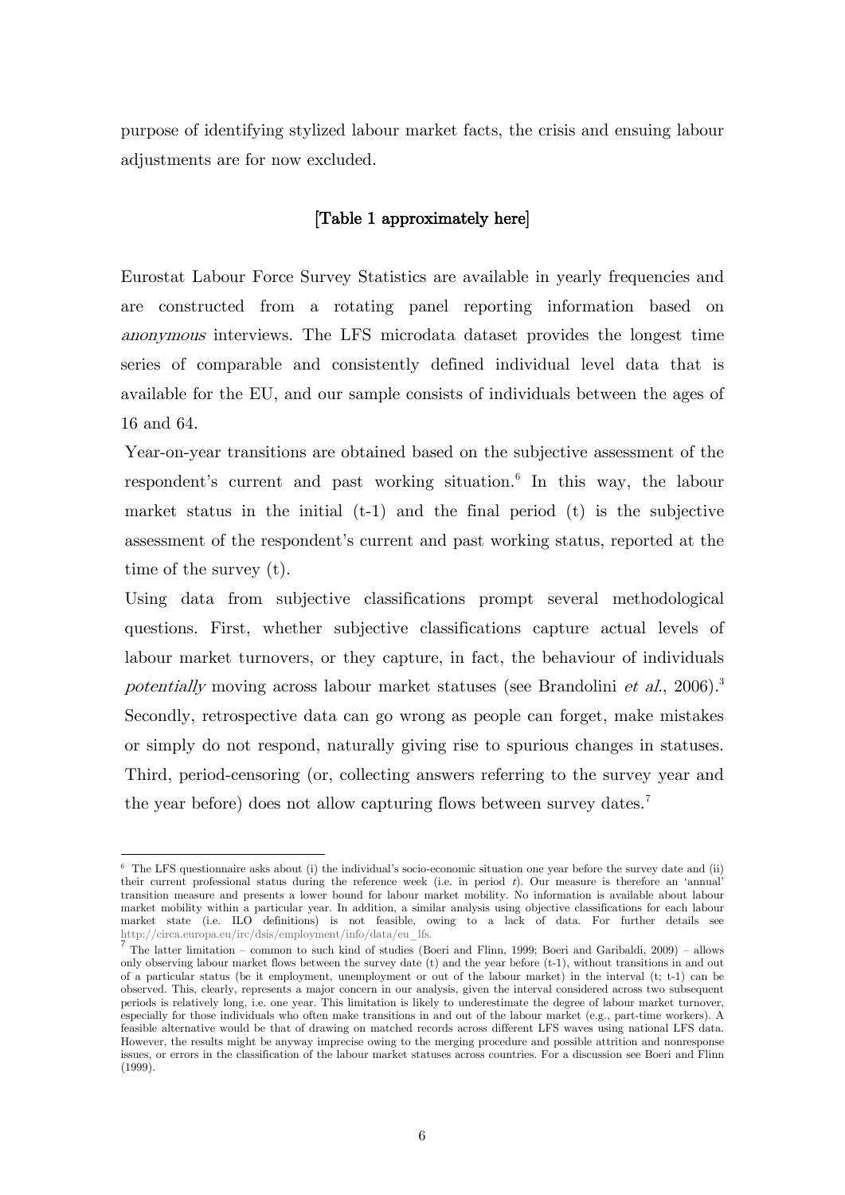purpose of identifying stylized labour market facts, the crisis and ensuing labour adjustments are for now excluded.

**[Table 1 approximately here]**

Eurostat Labour Force Survey Statistics are available in yearly frequencies and are constructed from a rotating panel reporting information based on *anonymous* interviews. The LFS microdata dataset provides the longest time series of comparable and consistently defined individual level data that is available for the EU, and our sample consists of individuals between the ages of 16 and 64.

Year-on-year transitions are obtained based on the subjective assessment of the respondent's current and past working situation.[6] In this way, the labour market status in the initial (t-1) and the final period (t) is the subjective assessment of the respondent's current and past working status, reported at the time of the survey (t).

Using data from subjective classifications prompt several methodological questions. First, whether subjective classifications capture actual levels of labour market turnovers, or they capture, in fact, the behaviour of individuals *potentially* moving across labour market statuses (see Brandolini *et al.*, 2006).[3] Secondly, retrospective data can go wrong as people can forget, make mistakes or simply do not respond, naturally giving rise to spurious changes in statuses. Third, period-censoring (or, collecting answers referring to the survey year and the year before) does not allow capturing flows between survey dates.[7]

---

[6] The LFS questionnaire asks about (i) the individual's socio-economic situation one year before the survey date and (ii) their current professional status during the reference week (i.e. in period *t*). Our measure is therefore an 'annual' transition measure and presents a lower bound for labour market mobility. No information is available about labour market mobility within a particular year. In addition, a similar analysis using objective classifications for each labour market state (i.e. ILO definitions) is not feasible, owing to a lack of data. For further details see http://circa.europa.eu/irc/dsis/employment/info/data/eu_lfs.

[7] The latter limitation – common to such kind of studies (Boeri and Flinn, 1999; Boeri and Garibaldi, 2009) – allows only observing labour market flows between the survey date (t) and the year before (t-1), without transitions in and out of a particular status (be it employment, unemployment or out of the labour market) in the interval (t; t-1) can be observed. This, clearly, represents a major concern in our analysis, given the interval considered across two subsequent periods is relatively long, i.e. one year. This limitation is likely to underestimate the degree of labour market turnover, especially for those individuals who often make transitions in and out of the labour market (e.g., part-time workers). A feasible alternative would be that of drawing on matched records across different LFS waves using national LFS data. However, the results might be anyway imprecise owing to the merging procedure and possible attrition and nonresponse issues, or errors in the classification of the labour market statuses across countries. For a discussion see Boeri and Flinn (1999).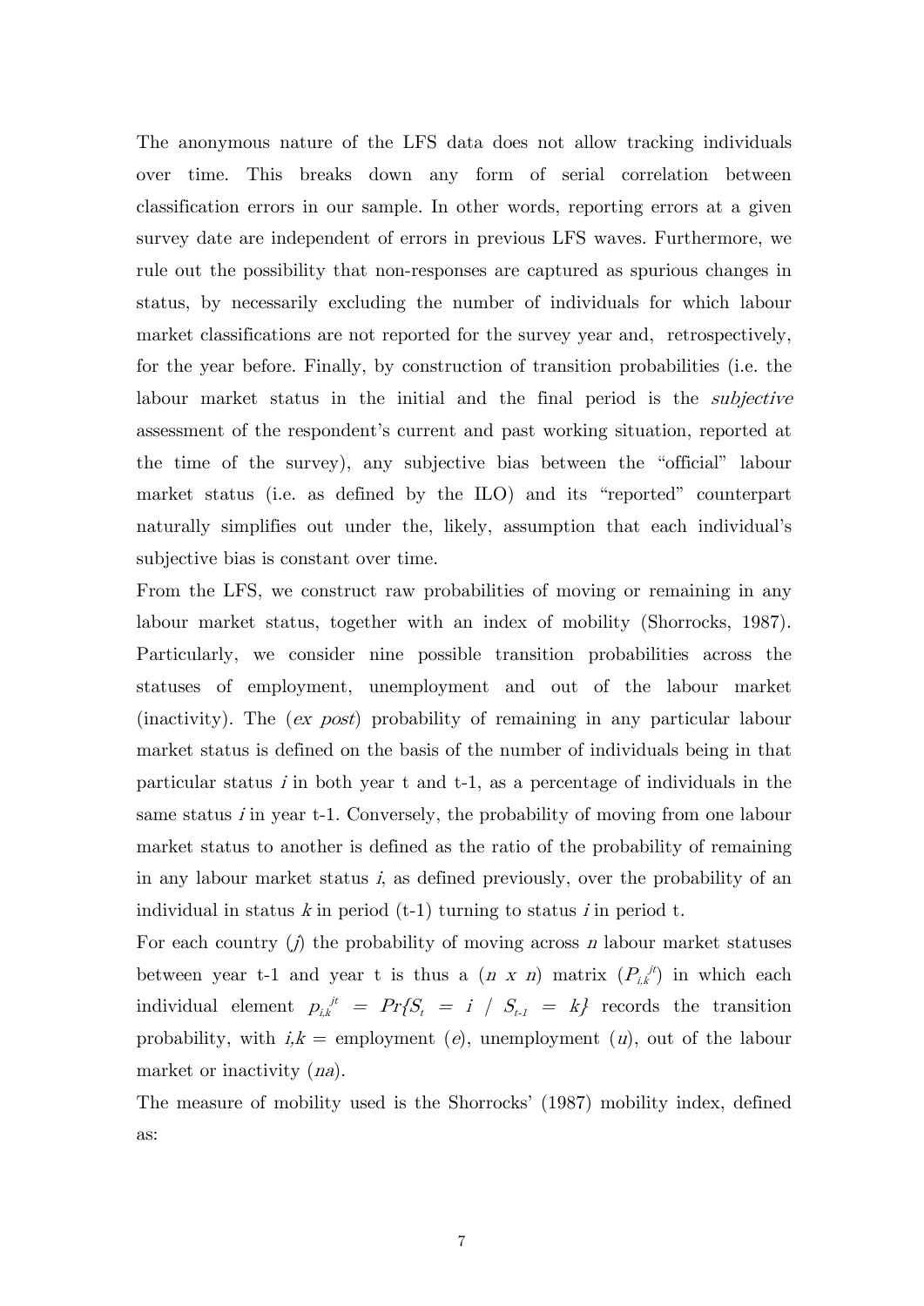The anonymous nature of the LFS data does not allow tracking individuals over time. This breaks down any form of serial correlation between classification errors in our sample. In other words, reporting errors at a given survey date are independent of errors in previous LFS waves. Furthermore, we rule out the possibility that non-responses are captured as spurious changes in status, by necessarily excluding the number of individuals for which labour market classifications are not reported for the survey year and, retrospectively, for the year before. Finally, by construction of transition probabilities (i.e. the labour market status in the initial and the final period is the *subjective* assessment of the respondent's current and past working situation, reported at the time of the survey), any subjective bias between the "official" labour market status (i.e. as defined by the ILO) and its "reported" counterpart naturally simplifies out under the, likely, assumption that each individual's subjective bias is constant over time.

From the LFS, we construct raw probabilities of moving or remaining in any labour market status, together with an index of mobility (Shorrocks, 1987). Particularly, we consider nine possible transition probabilities across the statuses of employment, unemployment and out of the labour market (inactivity). The (*ex post*) probability of remaining in any particular labour market status is defined on the basis of the number of individuals being in that particular status $i$ in both year t and t-1, as a percentage of individuals in the same status $i$ in year t-1. Conversely, the probability of moving from one labour market status to another is defined as the ratio of the probability of remaining in any labour market status $i$, as defined previously, over the probability of an individual in status $k$ in period (t-1) turning to status $i$ in period t.

For each country ($j$) the probability of moving across $n$ labour market statuses between year t-1 and year t is thus a ($n$ x $n$) matrix ($P_{i,k}^{jt}$) in which each individual element $p_{i,k}^{jt} = Pr\{S_t = i \ / \ S_{t-1} = k\}$ records the transition probability, with $i,k$ = employment ($e$), unemployment ($u$), out of the labour market or inactivity ($na$).

The measure of mobility used is the Shorrocks' (1987) mobility index, defined as: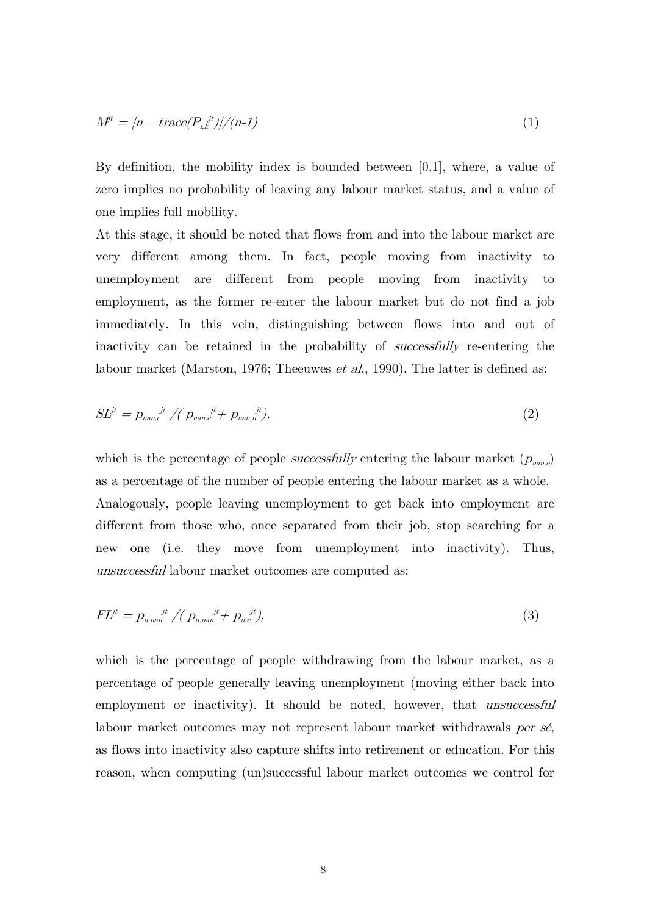$$M^{jt} = [n - trace(P_{i,k}^{\ jt})]/(n\text{-}1) \tag{1}$$

By definition, the mobility index is bounded between [0,1], where, a value of zero implies no probability of leaving any labour market status, and a value of one implies full mobility.

At this stage, it should be noted that flows from and into the labour market are very different among them. In fact, people moving from inactivity to unemployment are different from people moving from inactivity to employment, as the former re-enter the labour market but do not find a job immediately. In this vein, distinguishing between flows into and out of inactivity can be retained in the probability of *successfully* re-entering the labour market (Marston, 1976; Theeuwes *et al.*, 1990). The latter is defined as:

$$SL^{jt} = p_{nan,e}^{\ jt} / ( p_{nan,e}^{\ jt} + p_{nan,u}^{\ jt}), \tag{2}$$

which is the percentage of people *successfully* entering the labour market ($p_{nan,e}$) as a percentage of the number of people entering the labour market as a whole. Analogously, people leaving unemployment to get back into employment are different from those who, once separated from their job, stop searching for a new one (i.e. they move from unemployment into inactivity). Thus, *unsuccessful* labour market outcomes are computed as:

$$FL^{jt} = p_{u,nan}^{\ jt} / ( p_{u,nan}^{\ jt} + p_{u,e}^{\ jt}), \tag{3}$$

which is the percentage of people withdrawing from the labour market, as a percentage of people generally leaving unemployment (moving either back into employment or inactivity). It should be noted, however, that *unsuccessful* labour market outcomes may not represent labour market withdrawals *per sé*, as flows into inactivity also capture shifts into retirement or education. For this reason, when computing (un)successful labour market outcomes we control for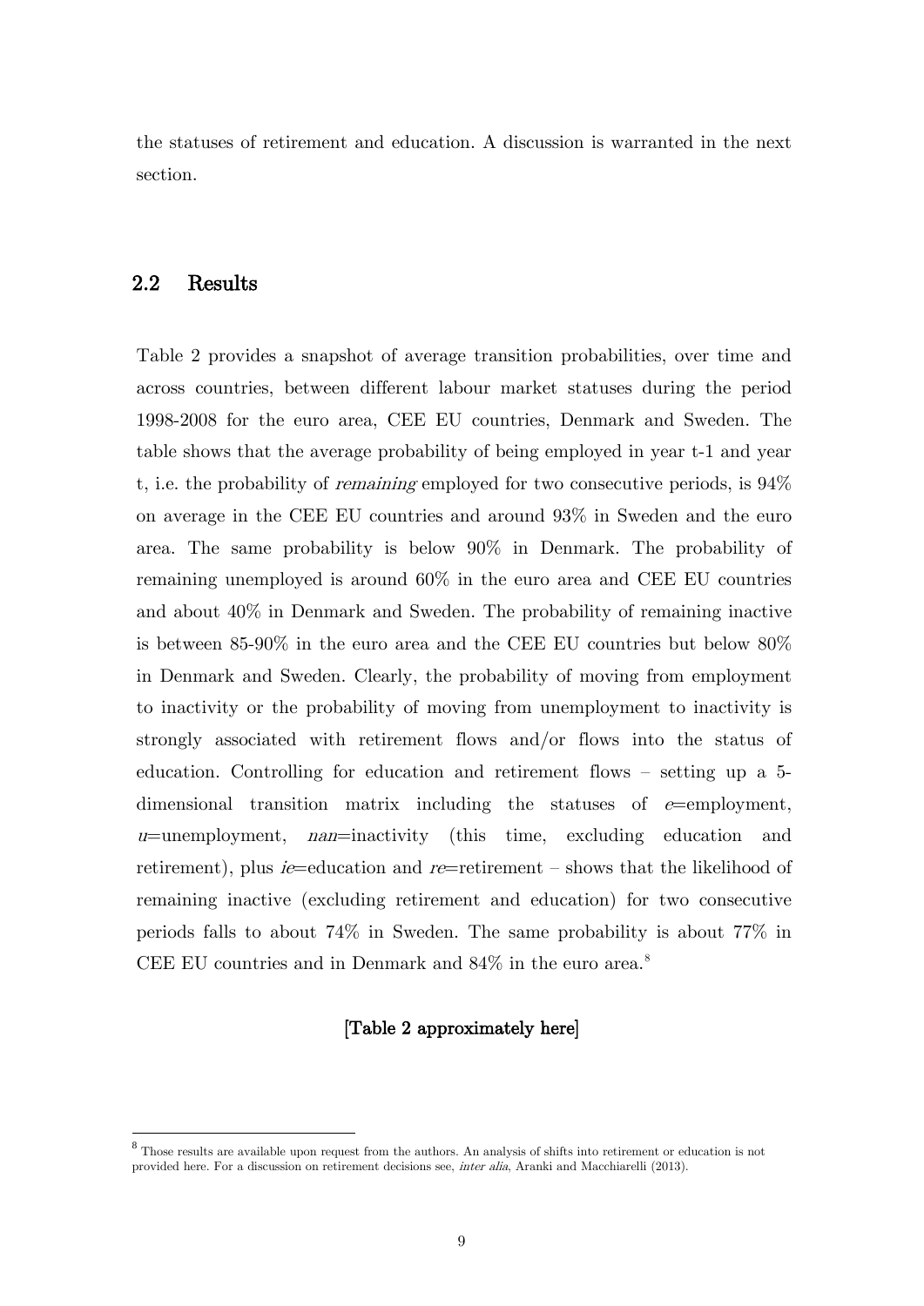the statuses of retirement and education. A discussion is warranted in the next section.

## 2.2 Results

Table 2 provides a snapshot of average transition probabilities, over time and across countries, between different labour market statuses during the period 1998-2008 for the euro area, CEE EU countries, Denmark and Sweden. The table shows that the average probability of being employed in year t-1 and year t, i.e. the probability of *remaining* employed for two consecutive periods, is 94% on average in the CEE EU countries and around 93% in Sweden and the euro area. The same probability is below 90% in Denmark. The probability of remaining unemployed is around 60% in the euro area and CEE EU countries and about 40% in Denmark and Sweden. The probability of remaining inactive is between 85-90% in the euro area and the CEE EU countries but below 80% in Denmark and Sweden. Clearly, the probability of moving from employment to inactivity or the probability of moving from unemployment to inactivity is strongly associated with retirement flows and/or flows into the status of education. Controlling for education and retirement flows – setting up a 5-dimensional transition matrix including the statuses of *e*=employment, *u*=unemployment, *nan*=inactivity (this time, excluding education and retirement), plus *ie*=education and *re*=retirement – shows that the likelihood of remaining inactive (excluding retirement and education) for two consecutive periods falls to about 74% in Sweden. The same probability is about 77% in CEE EU countries and in Denmark and 84% in the euro area.[8]

**[Table 2 approximately here]**

---

[8] Those results are available upon request from the authors. An analysis of shifts into retirement or education is not provided here. For a discussion on retirement decisions see, *inter alia*, Aranki and Macchiarelli (2013).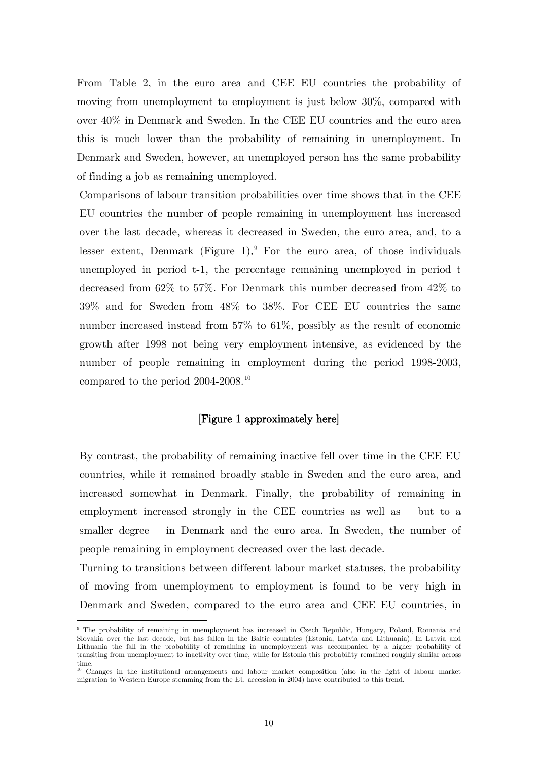From Table 2, in the euro area and CEE EU countries the probability of moving from unemployment to employment is just below 30%, compared with over 40% in Denmark and Sweden. In the CEE EU countries and the euro area this is much lower than the probability of remaining in unemployment. In Denmark and Sweden, however, an unemployed person has the same probability of finding a job as remaining unemployed.

Comparisons of labour transition probabilities over time shows that in the CEE EU countries the number of people remaining in unemployment has increased over the last decade, whereas it decreased in Sweden, the euro area, and, to a lesser extent, Denmark (Figure 1).[9] For the euro area, of those individuals unemployed in period t-1, the percentage remaining unemployed in period t decreased from 62% to 57%. For Denmark this number decreased from 42% to 39% and for Sweden from 48% to 38%. For CEE EU countries the same number increased instead from 57% to 61%, possibly as the result of economic growth after 1998 not being very employment intensive, as evidenced by the number of people remaining in employment during the period 1998-2003, compared to the period 2004-2008.[10]

[Figure 1 approximately here]

By contrast, the probability of remaining inactive fell over time in the CEE EU countries, while it remained broadly stable in Sweden and the euro area, and increased somewhat in Denmark. Finally, the probability of remaining in employment increased strongly in the CEE countries as well as – but to a smaller degree – in Denmark and the euro area. In Sweden, the number of people remaining in employment decreased over the last decade.

Turning to transitions between different labour market statuses, the probability of moving from unemployment to employment is found to be very high in Denmark and Sweden, compared to the euro area and CEE EU countries, in

---

[9] The probability of remaining in unemployment has increased in Czech Republic, Hungary, Poland, Romania and Slovakia over the last decade, but has fallen in the Baltic countries (Estonia, Latvia and Lithuania). In Latvia and Lithuania the fall in the probability of remaining in unemployment was accompanied by a higher probability of transiting from unemployment to inactivity over time, while for Estonia this probability remained roughly similar across time.

[10] Changes in the institutional arrangements and labour market composition (also in the light of labour market migration to Western Europe stemming from the EU accession in 2004) have contributed to this trend.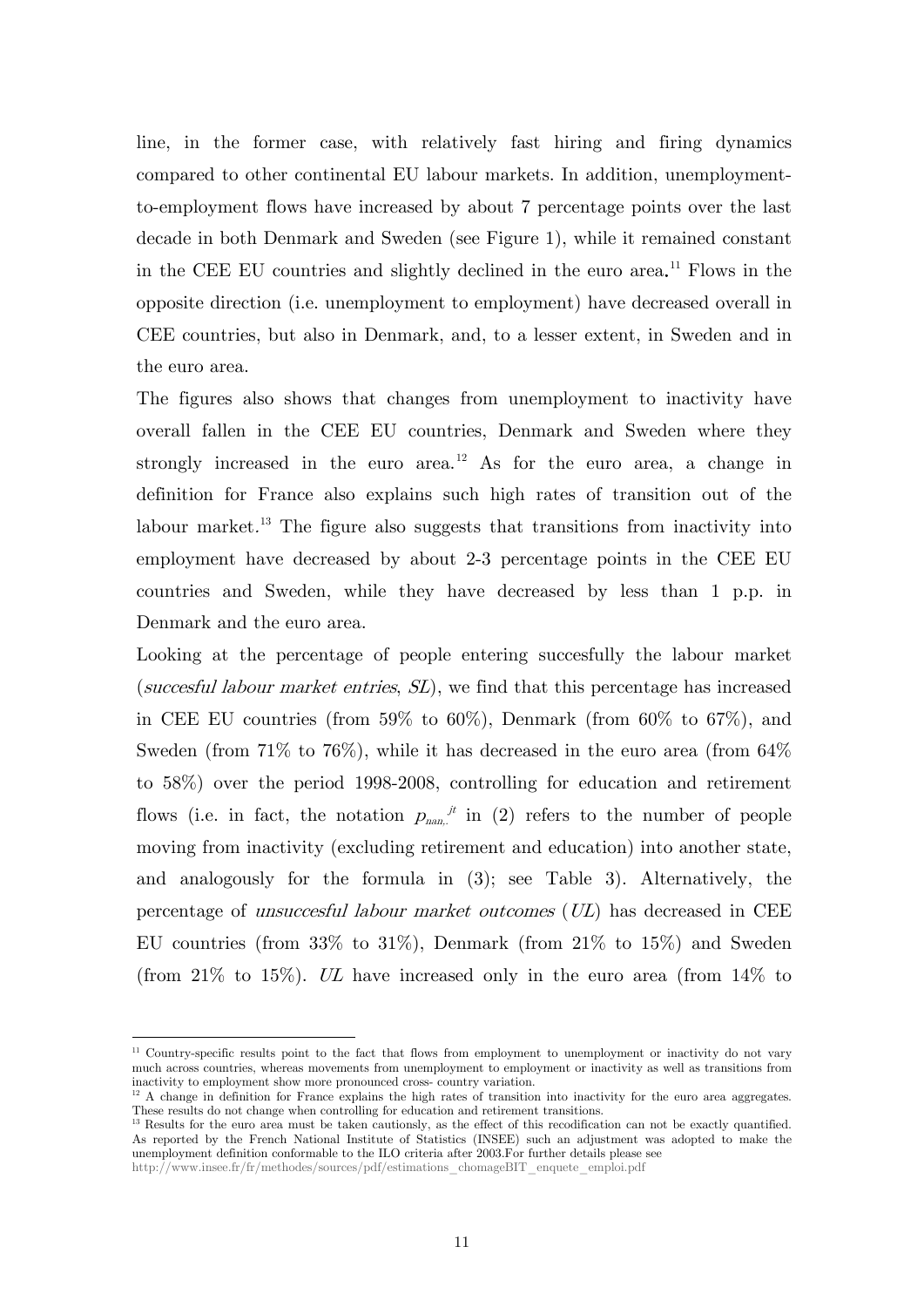line, in the former case, with relatively fast hiring and firing dynamics compared to other continental EU labour markets. In addition, unemployment-to-employment flows have increased by about 7 percentage points over the last decade in both Denmark and Sweden (see Figure 1), while it remained constant in the CEE EU countries and slightly declined in the euro area.[11] Flows in the opposite direction (i.e. unemployment to employment) have decreased overall in CEE countries, but also in Denmark, and, to a lesser extent, in Sweden and in the euro area.

The figures also shows that changes from unemployment to inactivity have overall fallen in the CEE EU countries, Denmark and Sweden where they strongly increased in the euro area.[12] As for the euro area, a change in definition for France also explains such high rates of transition out of the labour market.[13] The figure also suggests that transitions from inactivity into employment have decreased by about 2-3 percentage points in the CEE EU countries and Sweden, while they have decreased by less than 1 p.p. in Denmark and the euro area.

Looking at the percentage of people entering succesfully the labour market (*succesful labour market entries*, *SL*), we find that this percentage has increased in CEE EU countries (from 59% to 60%), Denmark (from 60% to 67%), and Sweden (from 71% to 76%), while it has decreased in the euro area (from 64% to 58%) over the period 1998-2008, controlling for education and retirement flows (i.e. in fact, the notation $p_{nan,.}^{\;jt}$ in (2) refers to the number of people moving from inactivity (excluding retirement and education) into another state, and analogously for the formula in (3); see Table 3). Alternatively, the percentage of *unsuccesful labour market outcomes* (*UL*) has decreased in CEE EU countries (from 33% to 31%), Denmark (from 21% to 15%) and Sweden (from 21% to 15%). *UL* have increased only in the euro area (from 14% to

---

[11] Country-specific results point to the fact that flows from employment to unemployment or inactivity do not vary much across countries, whereas movements from unemployment to employment or inactivity as well as transitions from inactivity to employment show more pronounced cross- country variation.

[12] A change in definition for France explains the high rates of transition into inactivity for the euro area aggregates. These results do not change when controlling for education and retirement transitions.

[13] Results for the euro area must be taken cautionsly, as the effect of this recodification can not be exactly quantified. As reported by the French National Institute of Statistics (INSEE) such an adjustment was adopted to make the unemployment definition conformable to the ILO criteria after 2003.For further details please see http://www.insee.fr/fr/methodes/sources/pdf/estimations_chomageBIT_enquete_emploi.pdf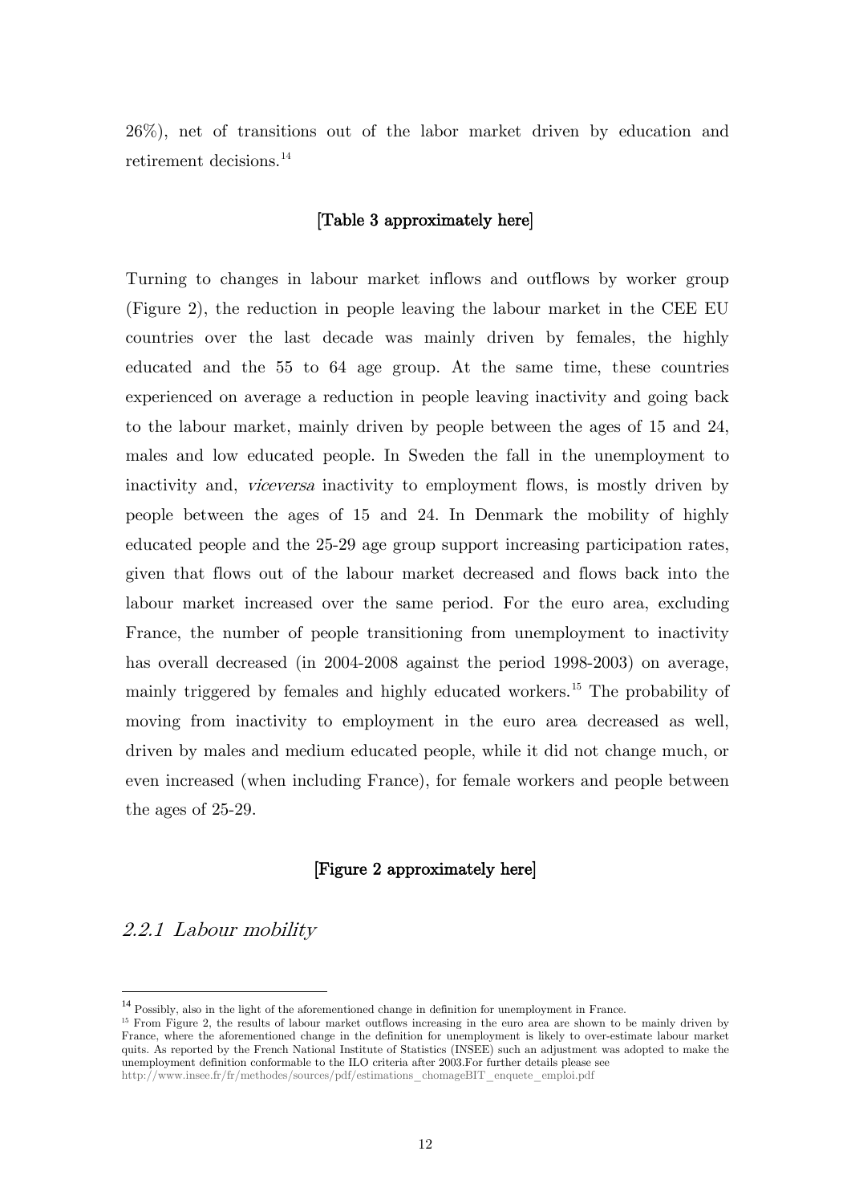26%), net of transitions out of the labor market driven by education and retirement decisions.[14]

**[Table 3 approximately here]**

Turning to changes in labour market inflows and outflows by worker group (Figure 2), the reduction in people leaving the labour market in the CEE EU countries over the last decade was mainly driven by females, the highly educated and the 55 to 64 age group. At the same time, these countries experienced on average a reduction in people leaving inactivity and going back to the labour market, mainly driven by people between the ages of 15 and 24, males and low educated people. In Sweden the fall in the unemployment to inactivity and, *viceversa* inactivity to employment flows, is mostly driven by people between the ages of 15 and 24. In Denmark the mobility of highly educated people and the 25-29 age group support increasing participation rates, given that flows out of the labour market decreased and flows back into the labour market increased over the same period. For the euro area, excluding France, the number of people transitioning from unemployment to inactivity has overall decreased (in 2004-2008 against the period 1998-2003) on average, mainly triggered by females and highly educated workers.[15] The probability of moving from inactivity to employment in the euro area decreased as well, driven by males and medium educated people, while it did not change much, or even increased (when including France), for female workers and people between the ages of 25-29.

**[Figure 2 approximately here]**

### *2.2.1 Labour mobility*

[14] Possibly, also in the light of the aforementioned change in definition for unemployment in France.

[15] From Figure 2, the results of labour market outflows increasing in the euro area are shown to be mainly driven by France, where the aforementioned change in the definition for unemployment is likely to over-estimate labour market quits. As reported by the French National Institute of Statistics (INSEE) such an adjustment was adopted to make the unemployment definition conformable to the ILO criteria after 2003.For further details please see http://www.insee.fr/fr/methodes/sources/pdf/estimations_chomageBIT_enquete_emploi.pdf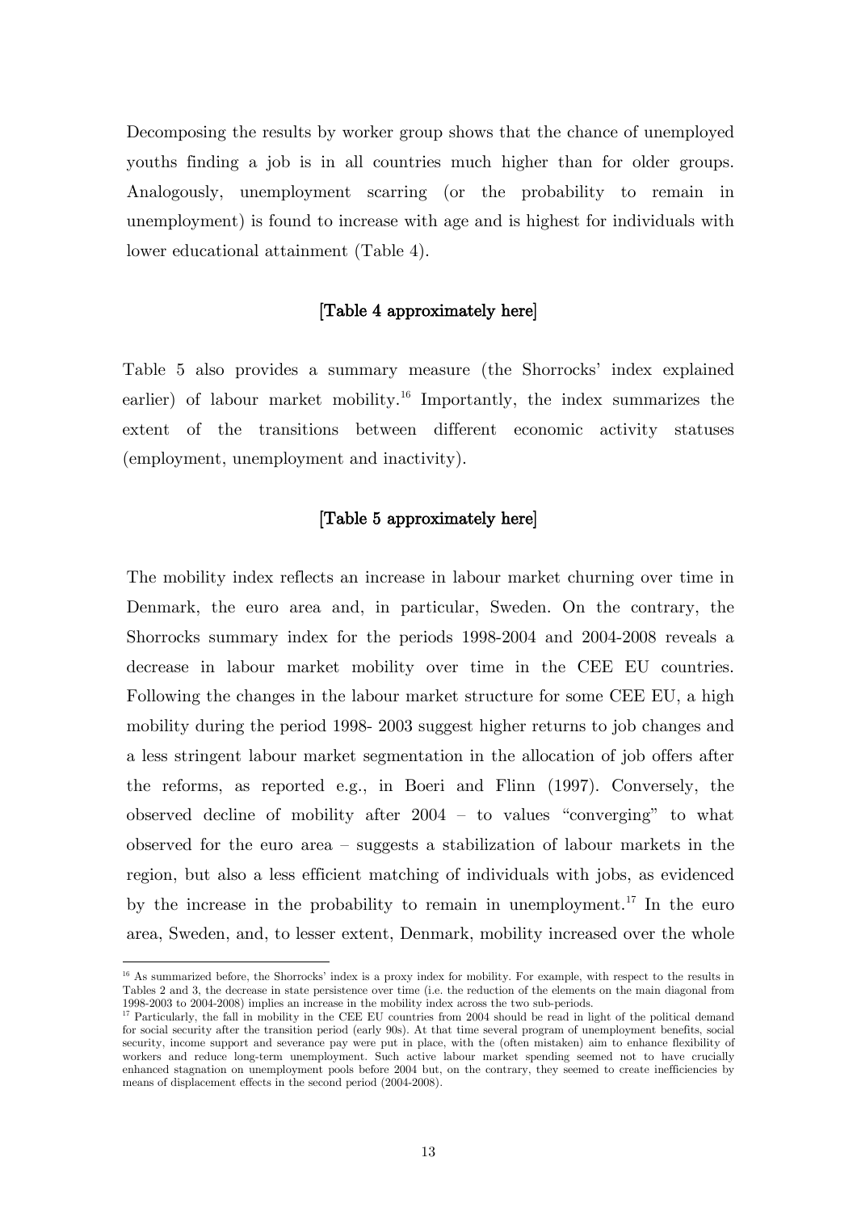Decomposing the results by worker group shows that the chance of unemployed youths finding a job is in all countries much higher than for older groups. Analogously, unemployment scarring (or the probability to remain in unemployment) is found to increase with age and is highest for individuals with lower educational attainment (Table 4).

[Table 4 approximately here]

Table 5 also provides a summary measure (the Shorrocks' index explained earlier) of labour market mobility.[16] Importantly, the index summarizes the extent of the transitions between different economic activity statuses (employment, unemployment and inactivity).

[Table 5 approximately here]

The mobility index reflects an increase in labour market churning over time in Denmark, the euro area and, in particular, Sweden. On the contrary, the Shorrocks summary index for the periods 1998-2004 and 2004-2008 reveals a decrease in labour market mobility over time in the CEE EU countries. Following the changes in the labour market structure for some CEE EU, a high mobility during the period 1998- 2003 suggest higher returns to job changes and a less stringent labour market segmentation in the allocation of job offers after the reforms, as reported e.g., in Boeri and Flinn (1997). Conversely, the observed decline of mobility after 2004 – to values "converging" to what observed for the euro area – suggests a stabilization of labour markets in the region, but also a less efficient matching of individuals with jobs, as evidenced by the increase in the probability to remain in unemployment.[17] In the euro area, Sweden, and, to lesser extent, Denmark, mobility increased over the whole

[16] As summarized before, the Shorrocks' index is a proxy index for mobility. For example, with respect to the results in Tables 2 and 3, the decrease in state persistence over time (i.e. the reduction of the elements on the main diagonal from 1998-2003 to 2004-2008) implies an increase in the mobility index across the two sub-periods.

[17] Particularly, the fall in mobility in the CEE EU countries from 2004 should be read in light of the political demand for social security after the transition period (early 90s). At that time several program of unemployment benefits, social security, income support and severance pay were put in place, with the (often mistaken) aim to enhance flexibility of workers and reduce long-term unemployment. Such active labour market spending seemed not to have crucially enhanced stagnation on unemployment pools before 2004 but, on the contrary, they seemed to create inefficiencies by means of displacement effects in the second period (2004-2008).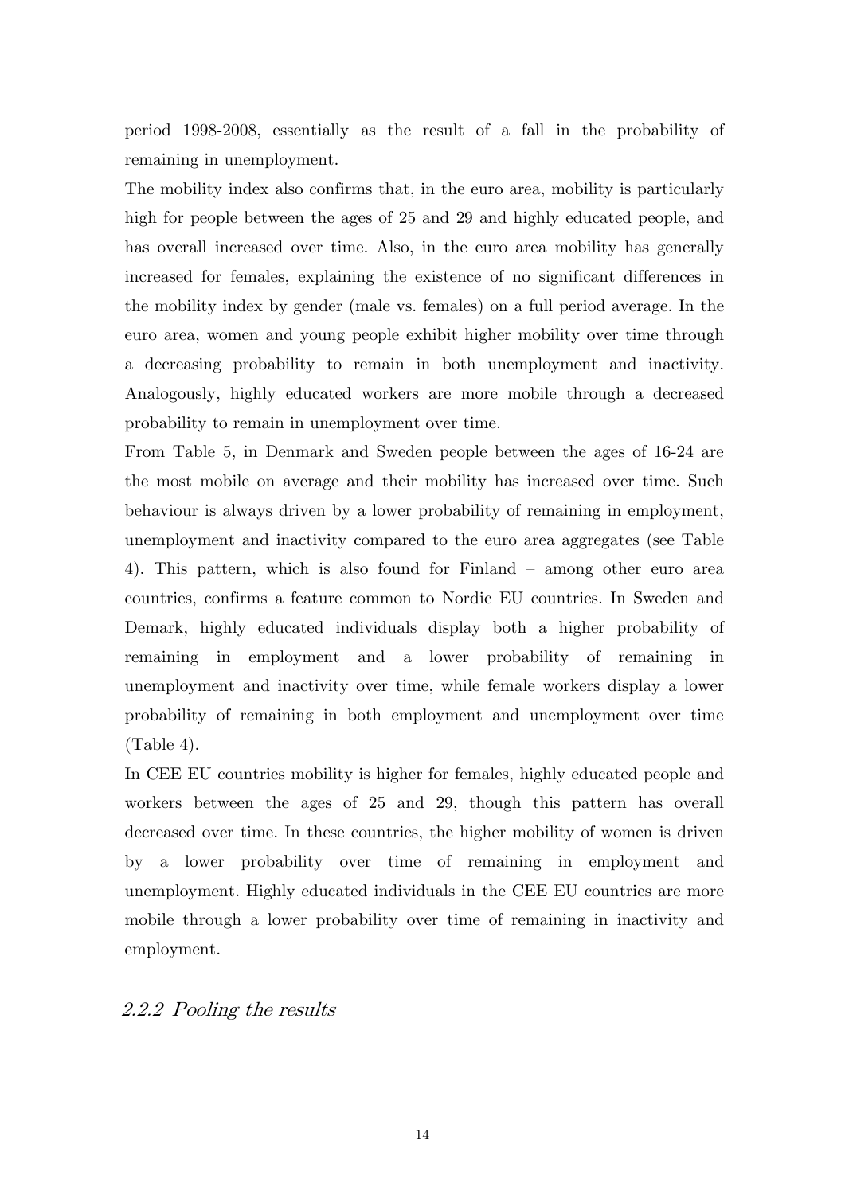period 1998-2008, essentially as the result of a fall in the probability of remaining in unemployment.

The mobility index also confirms that, in the euro area, mobility is particularly high for people between the ages of 25 and 29 and highly educated people, and has overall increased over time. Also, in the euro area mobility has generally increased for females, explaining the existence of no significant differences in the mobility index by gender (male vs. females) on a full period average. In the euro area, women and young people exhibit higher mobility over time through a decreasing probability to remain in both unemployment and inactivity. Analogously, highly educated workers are more mobile through a decreased probability to remain in unemployment over time.

From Table 5, in Denmark and Sweden people between the ages of 16-24 are the most mobile on average and their mobility has increased over time. Such behaviour is always driven by a lower probability of remaining in employment, unemployment and inactivity compared to the euro area aggregates (see Table 4). This pattern, which is also found for Finland – among other euro area countries, confirms a feature common to Nordic EU countries. In Sweden and Demark, highly educated individuals display both a higher probability of remaining in employment and a lower probability of remaining in unemployment and inactivity over time, while female workers display a lower probability of remaining in both employment and unemployment over time (Table 4).

In CEE EU countries mobility is higher for females, highly educated people and workers between the ages of 25 and 29, though this pattern has overall decreased over time. In these countries, the higher mobility of women is driven by a lower probability over time of remaining in employment and unemployment. Highly educated individuals in the CEE EU countries are more mobile through a lower probability over time of remaining in inactivity and employment.

### *2.2.2 Pooling the results*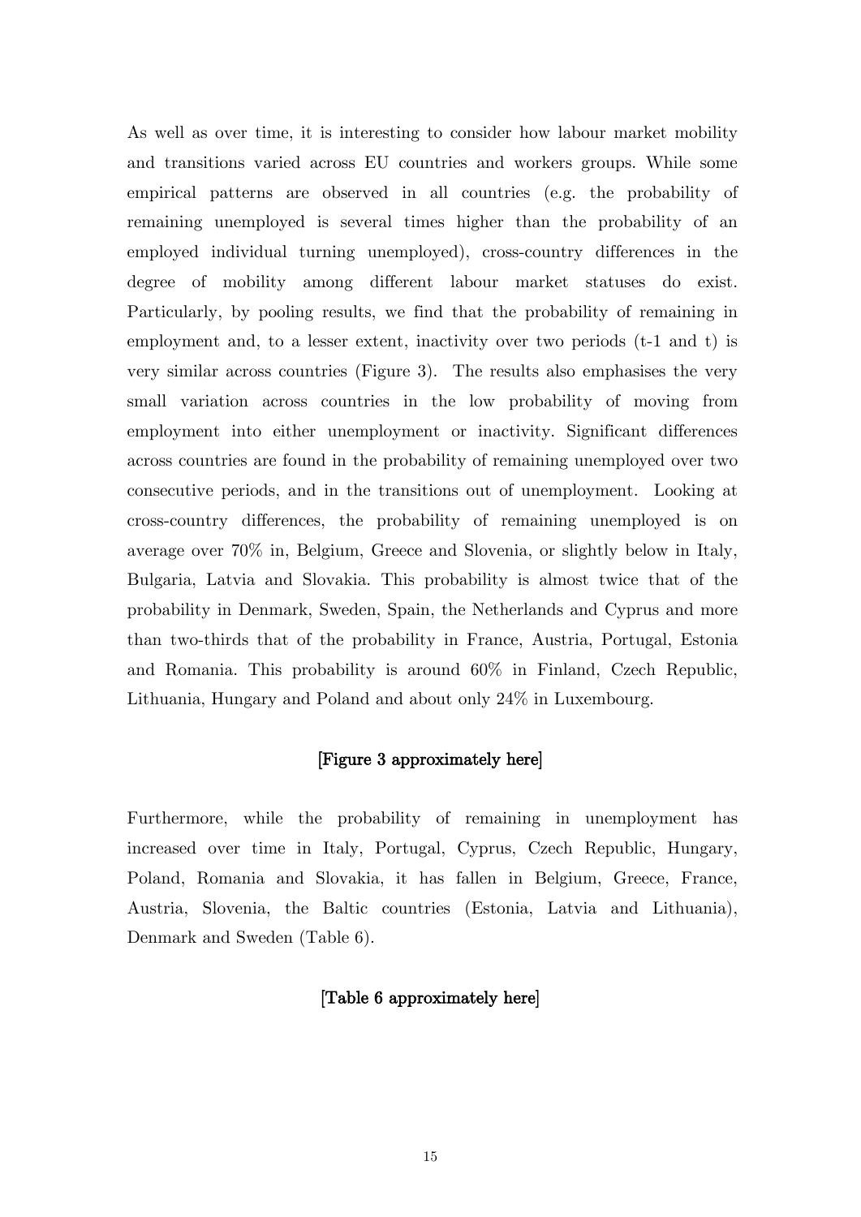As well as over time, it is interesting to consider how labour market mobility and transitions varied across EU countries and workers groups. While some empirical patterns are observed in all countries (e.g. the probability of remaining unemployed is several times higher than the probability of an employed individual turning unemployed), cross-country differences in the degree of mobility among different labour market statuses do exist. Particularly, by pooling results, we find that the probability of remaining in employment and, to a lesser extent, inactivity over two periods (t-1 and t) is very similar across countries (Figure 3). The results also emphasises the very small variation across countries in the low probability of moving from employment into either unemployment or inactivity. Significant differences across countries are found in the probability of remaining unemployed over two consecutive periods, and in the transitions out of unemployment. Looking at cross-country differences, the probability of remaining unemployed is on average over 70% in, Belgium, Greece and Slovenia, or slightly below in Italy, Bulgaria, Latvia and Slovakia. This probability is almost twice that of the probability in Denmark, Sweden, Spain, the Netherlands and Cyprus and more than two-thirds that of the probability in France, Austria, Portugal, Estonia and Romania. This probability is around 60% in Finland, Czech Republic, Lithuania, Hungary and Poland and about only 24% in Luxembourg.

**[Figure 3 approximately here]**

Furthermore, while the probability of remaining in unemployment has increased over time in Italy, Portugal, Cyprus, Czech Republic, Hungary, Poland, Romania and Slovakia, it has fallen in Belgium, Greece, France, Austria, Slovenia, the Baltic countries (Estonia, Latvia and Lithuania), Denmark and Sweden (Table 6).

**[Table 6 approximately here]**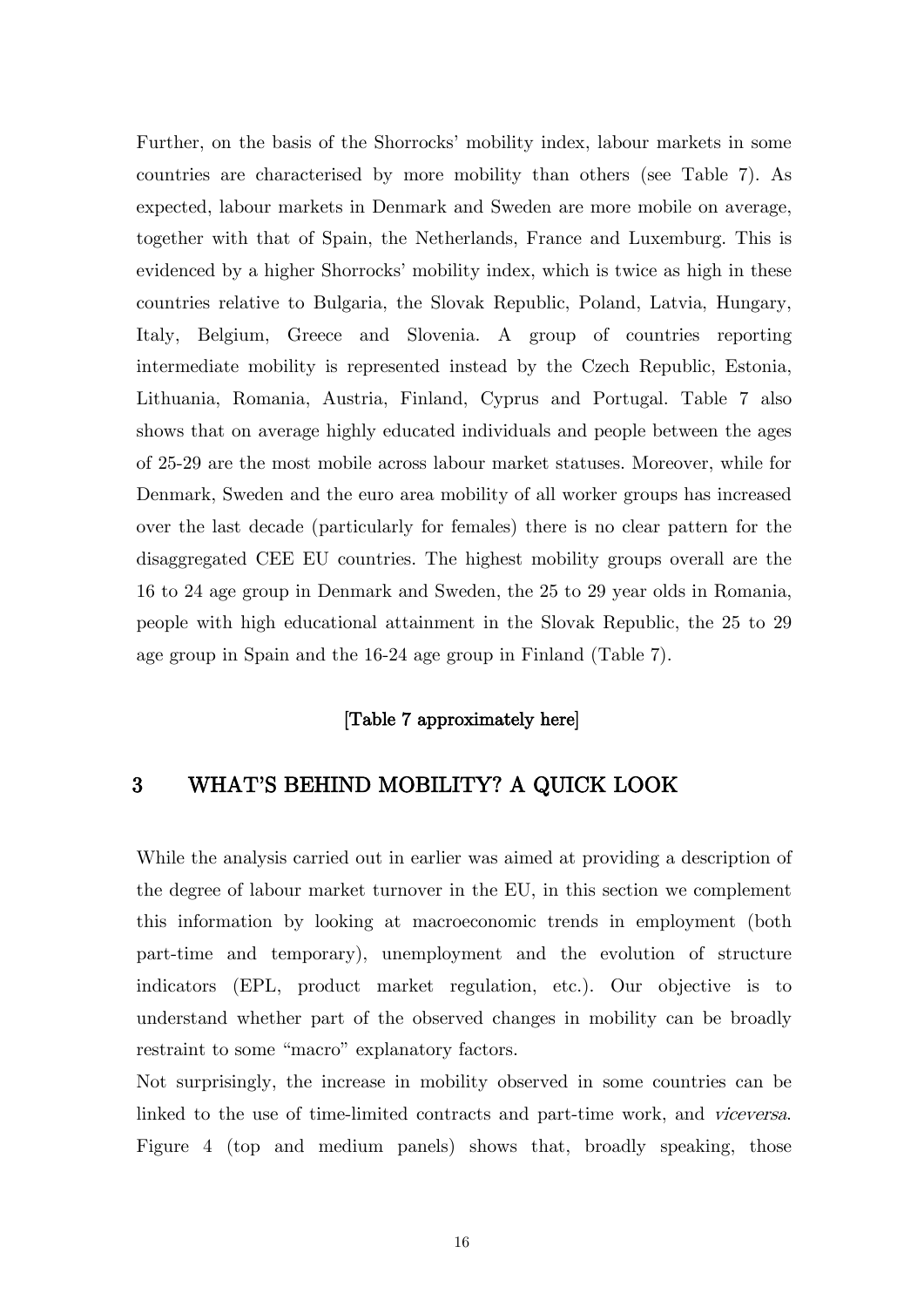Further, on the basis of the Shorrocks' mobility index, labour markets in some countries are characterised by more mobility than others (see Table 7). As expected, labour markets in Denmark and Sweden are more mobile on average, together with that of Spain, the Netherlands, France and Luxemburg. This is evidenced by a higher Shorrocks' mobility index, which is twice as high in these countries relative to Bulgaria, the Slovak Republic, Poland, Latvia, Hungary, Italy, Belgium, Greece and Slovenia. A group of countries reporting intermediate mobility is represented instead by the Czech Republic, Estonia, Lithuania, Romania, Austria, Finland, Cyprus and Portugal. Table 7 also shows that on average highly educated individuals and people between the ages of 25-29 are the most mobile across labour market statuses. Moreover, while for Denmark, Sweden and the euro area mobility of all worker groups has increased over the last decade (particularly for females) there is no clear pattern for the disaggregated CEE EU countries. The highest mobility groups overall are the 16 to 24 age group in Denmark and Sweden, the 25 to 29 year olds in Romania, people with high educational attainment in the Slovak Republic, the 25 to 29 age group in Spain and the 16-24 age group in Finland (Table 7).

[Table 7 approximately here]

# 3 WHAT'S BEHIND MOBILITY? A QUICK LOOK

While the analysis carried out in earlier was aimed at providing a description of the degree of labour market turnover in the EU, in this section we complement this information by looking at macroeconomic trends in employment (both part-time and temporary), unemployment and the evolution of structure indicators (EPL, product market regulation, etc.). Our objective is to understand whether part of the observed changes in mobility can be broadly restraint to some "macro" explanatory factors.

Not surprisingly, the increase in mobility observed in some countries can be linked to the use of time-limited contracts and part-time work, and *viceversa*. Figure 4 (top and medium panels) shows that, broadly speaking, those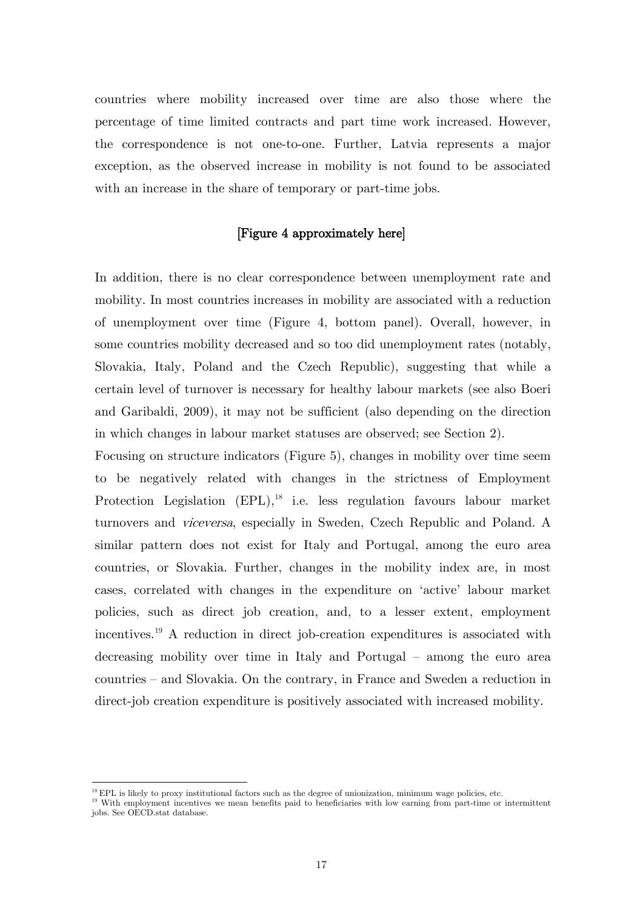countries where mobility increased over time are also those where the percentage of time limited contracts and part time work increased. However, the correspondence is not one-to-one. Further, Latvia represents a major exception, as the observed increase in mobility is not found to be associated with an increase in the share of temporary or part-time jobs.

[Figure 4 approximately here]

In addition, there is no clear correspondence between unemployment rate and mobility. In most countries increases in mobility are associated with a reduction of unemployment over time (Figure 4, bottom panel). Overall, however, in some countries mobility decreased and so too did unemployment rates (notably, Slovakia, Italy, Poland and the Czech Republic), suggesting that while a certain level of turnover is necessary for healthy labour markets (see also Boeri and Garibaldi, 2009), it may not be sufficient (also depending on the direction in which changes in labour market statuses are observed; see Section 2).

Focusing on structure indicators (Figure 5), changes in mobility over time seem to be negatively related with changes in the strictness of Employment Protection Legislation (EPL),[18] i.e. less regulation favours labour market turnovers and *viceversa*, especially in Sweden, Czech Republic and Poland. A similar pattern does not exist for Italy and Portugal, among the euro area countries, or Slovakia. Further, changes in the mobility index are, in most cases, correlated with changes in the expenditure on 'active' labour market policies, such as direct job creation, and, to a lesser extent, employment incentives.[19] A reduction in direct job-creation expenditures is associated with decreasing mobility over time in Italy and Portugal – among the euro area countries – and Slovakia. On the contrary, in France and Sweden a reduction in direct-job creation expenditure is positively associated with increased mobility.

[18] EPL is likely to proxy institutional factors such as the degree of unionization, minimum wage policies, etc.

[19] With employment incentives we mean benefits paid to beneficiaries with low earning from part-time or intermittent jobs. See OECD.stat database.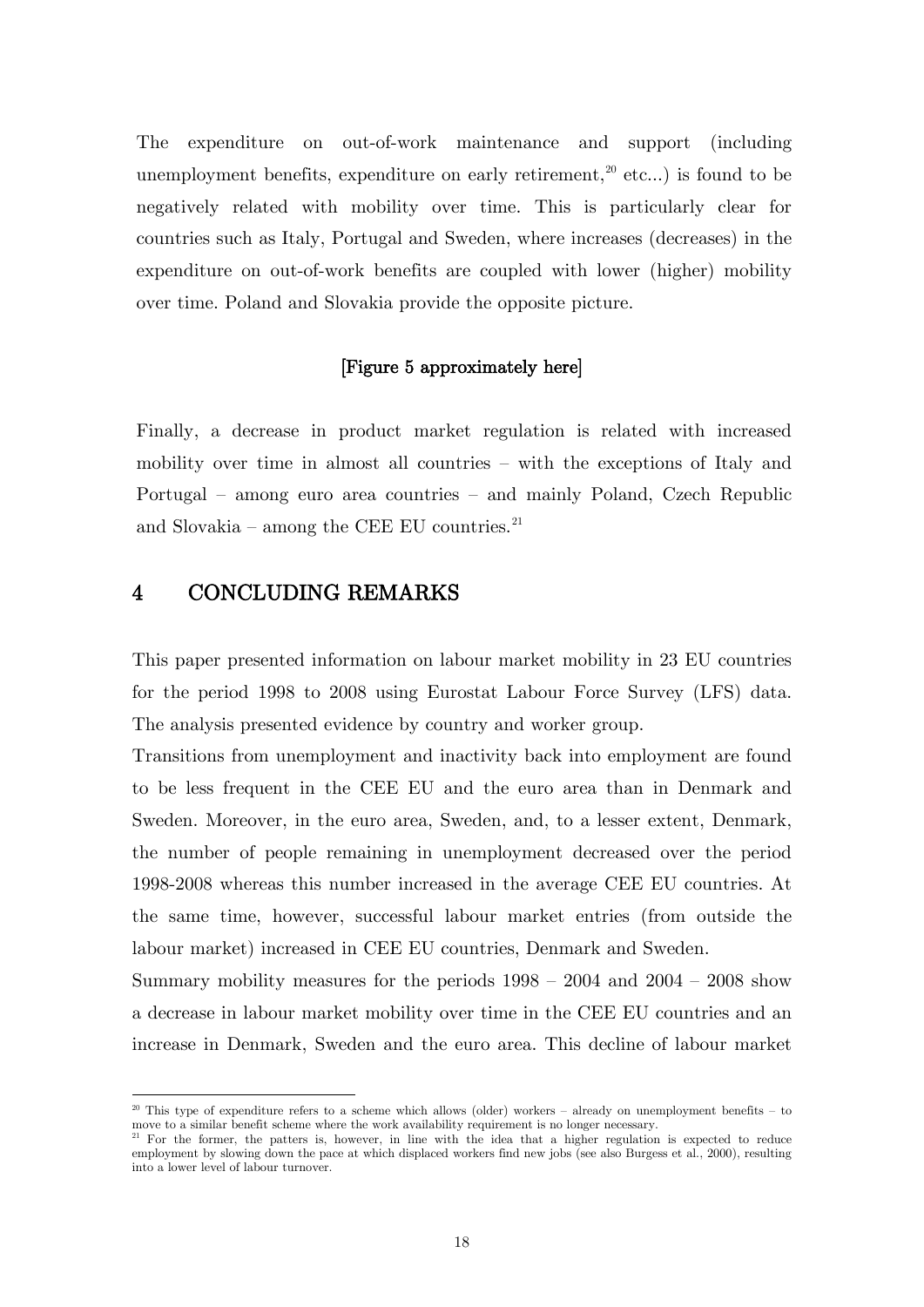The expenditure on out-of-work maintenance and support (including unemployment benefits, expenditure on early retirement,[20] etc...) is found to be negatively related with mobility over time. This is particularly clear for countries such as Italy, Portugal and Sweden, where increases (decreases) in the expenditure on out-of-work benefits are coupled with lower (higher) mobility over time. Poland and Slovakia provide the opposite picture.

**[Figure 5 approximately here]**

Finally, a decrease in product market regulation is related with increased mobility over time in almost all countries – with the exceptions of Italy and Portugal – among euro area countries – and mainly Poland, Czech Republic and Slovakia – among the CEE EU countries.[21]

# 4 CONCLUDING REMARKS

This paper presented information on labour market mobility in 23 EU countries for the period 1998 to 2008 using Eurostat Labour Force Survey (LFS) data. The analysis presented evidence by country and worker group.

Transitions from unemployment and inactivity back into employment are found to be less frequent in the CEE EU and the euro area than in Denmark and Sweden. Moreover, in the euro area, Sweden, and, to a lesser extent, Denmark, the number of people remaining in unemployment decreased over the period 1998-2008 whereas this number increased in the average CEE EU countries. At the same time, however, successful labour market entries (from outside the labour market) increased in CEE EU countries, Denmark and Sweden.

Summary mobility measures for the periods 1998 – 2004 and 2004 – 2008 show a decrease in labour market mobility over time in the CEE EU countries and an increase in Denmark, Sweden and the euro area. This decline of labour market

---

[20] This type of expenditure refers to a scheme which allows (older) workers – already on unemployment benefits – to move to a similar benefit scheme where the work availability requirement is no longer necessary.

[21] For the former, the patters is, however, in line with the idea that a higher regulation is expected to reduce employment by slowing down the pace at which displaced workers find new jobs (see also Burgess et al., 2000), resulting into a lower level of labour turnover.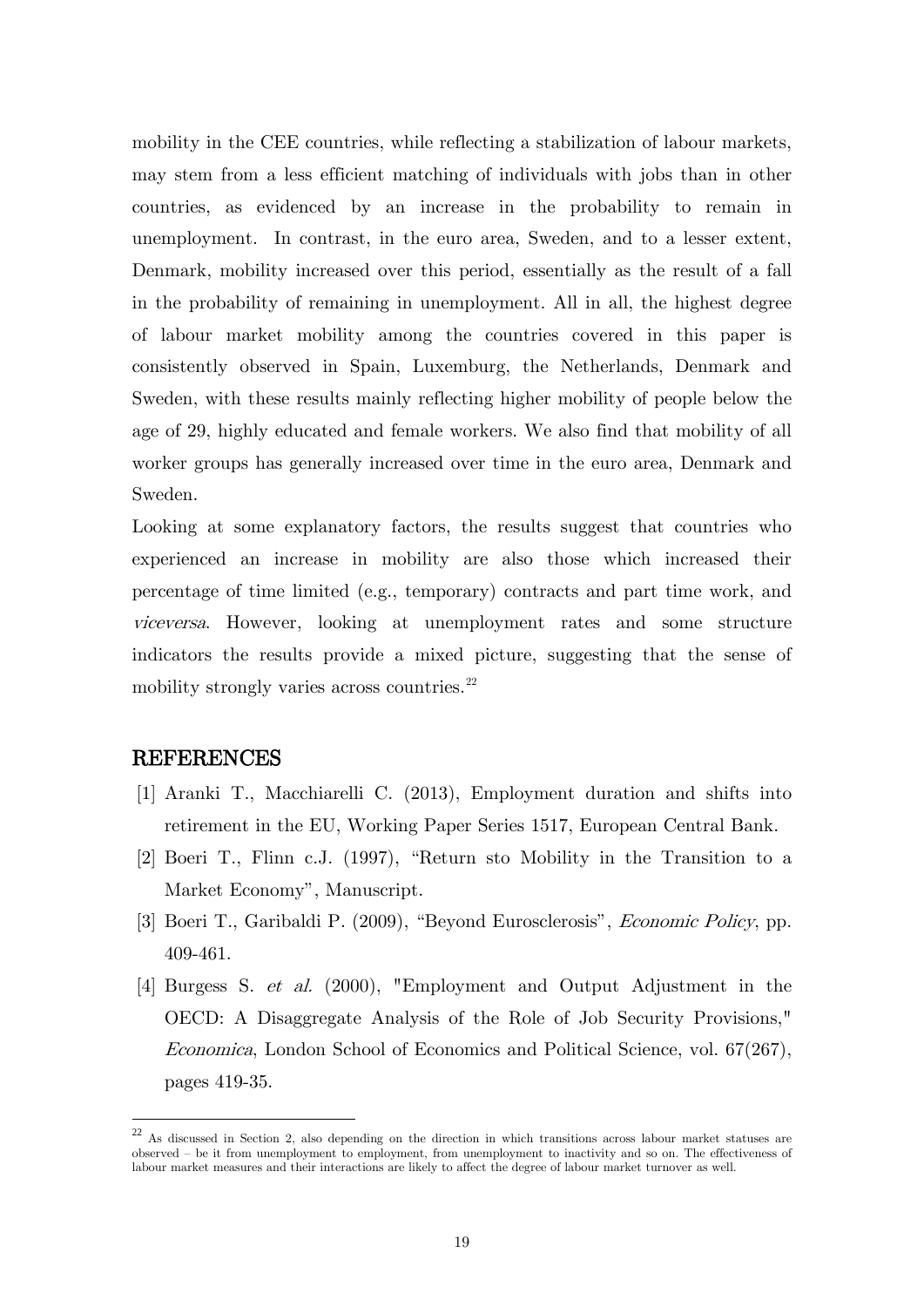mobility in the CEE countries, while reflecting a stabilization of labour markets, may stem from a less efficient matching of individuals with jobs than in other countries, as evidenced by an increase in the probability to remain in unemployment. In contrast, in the euro area, Sweden, and to a lesser extent, Denmark, mobility increased over this period, essentially as the result of a fall in the probability of remaining in unemployment. All in all, the highest degree of labour market mobility among the countries covered in this paper is consistently observed in Spain, Luxemburg, the Netherlands, Denmark and Sweden, with these results mainly reflecting higher mobility of people below the age of 29, highly educated and female workers. We also find that mobility of all worker groups has generally increased over time in the euro area, Denmark and Sweden.

Looking at some explanatory factors, the results suggest that countries who experienced an increase in mobility are also those which increased their percentage of time limited (e.g., temporary) contracts and part time work, and *viceversa*. However, looking at unemployment rates and some structure indicators the results provide a mixed picture, suggesting that the sense of mobility strongly varies across countries.[22]

## REFERENCES

[1] Aranki T., Macchiarelli C. (2013), Employment duration and shifts into retirement in the EU, Working Paper Series 1517, European Central Bank.

[2] Boeri T., Flinn c.J. (1997), "Return sto Mobility in the Transition to a Market Economy", Manuscript.

[3] Boeri T., Garibaldi P. (2009), "Beyond Eurosclerosis", *Economic Policy*, pp. 409-461.

[4] Burgess S. *et al*. (2000), "Employment and Output Adjustment in the OECD: A Disaggregate Analysis of the Role of Job Security Provisions," *Economica*, London School of Economics and Political Science, vol. 67(267), pages 419-35.

---

[22] As discussed in Section 2, also depending on the direction in which transitions across labour market statuses are observed – be it from unemployment to employment, from unemployment to inactivity and so on. The effectiveness of labour market measures and their interactions are likely to affect the degree of labour market turnover as well.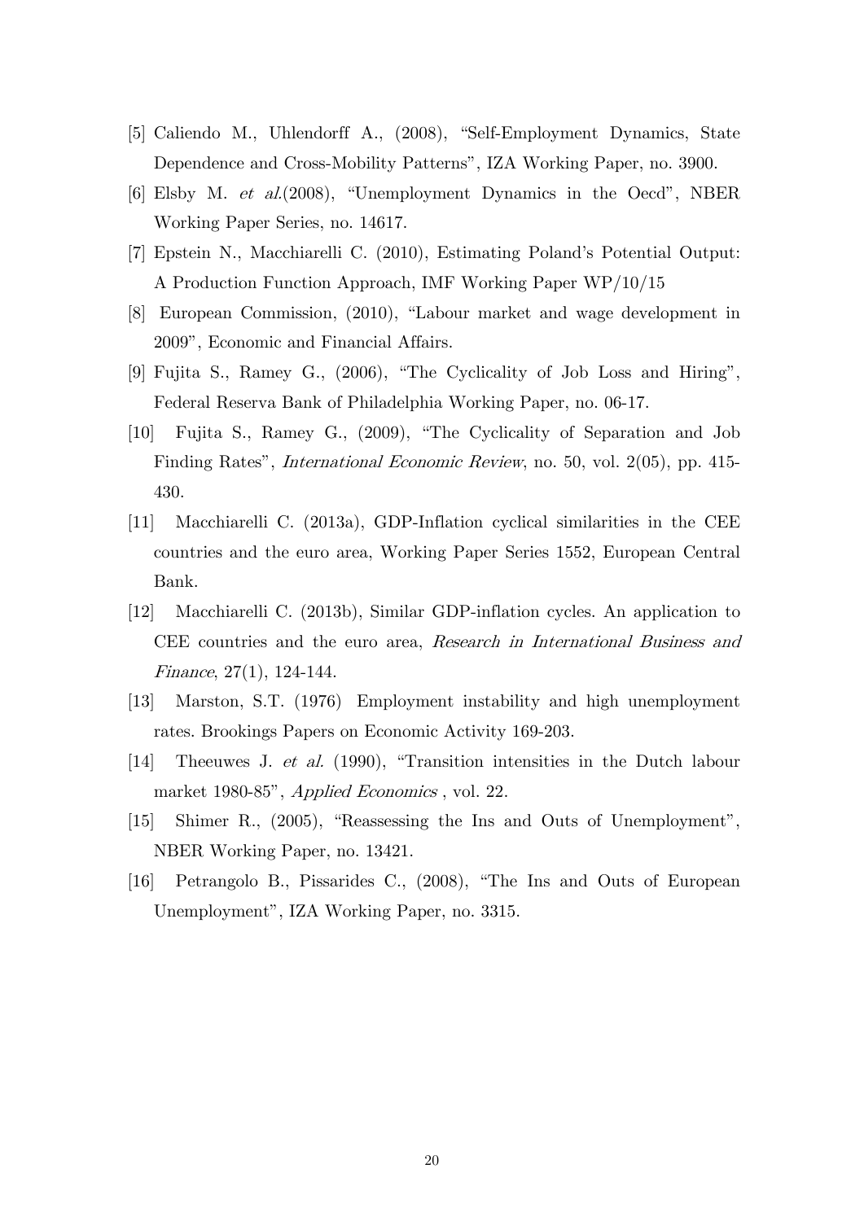[5] Caliendo M., Uhlendorff A., (2008), "Self-Employment Dynamics, State Dependence and Cross-Mobility Patterns", IZA Working Paper, no. 3900.

[6] Elsby M. *et al.*(2008), "Unemployment Dynamics in the Oecd", NBER Working Paper Series, no. 14617.

[7] Epstein N., Macchiarelli C. (2010), Estimating Poland's Potential Output: A Production Function Approach, IMF Working Paper WP/10/15

[8] European Commission, (2010), "Labour market and wage development in 2009", Economic and Financial Affairs.

[9] Fujita S., Ramey G., (2006), "The Cyclicality of Job Loss and Hiring", Federal Reserva Bank of Philadelphia Working Paper, no. 06-17.

[10] Fujita S., Ramey G., (2009), "The Cyclicality of Separation and Job Finding Rates", *International Economic Review*, no. 50, vol. 2(05), pp. 415-430.

[11] Macchiarelli C. (2013a), GDP-Inflation cyclical similarities in the CEE countries and the euro area, Working Paper Series 1552, European Central Bank.

[12] Macchiarelli C. (2013b), Similar GDP-inflation cycles. An application to CEE countries and the euro area, *Research in International Business and Finance*, 27(1), 124-144.

[13] Marston, S.T. (1976) Employment instability and high unemployment rates. Brookings Papers on Economic Activity 169-203.

[14] Theeuwes J. *et al.* (1990), "Transition intensities in the Dutch labour market 1980-85", *Applied Economics* , vol. 22.

[15] Shimer R., (2005), "Reassessing the Ins and Outs of Unemployment", NBER Working Paper, no. 13421.

[16] Petrangolo B., Pissarides C., (2008), "The Ins and Outs of European Unemployment", IZA Working Paper, no. 3315.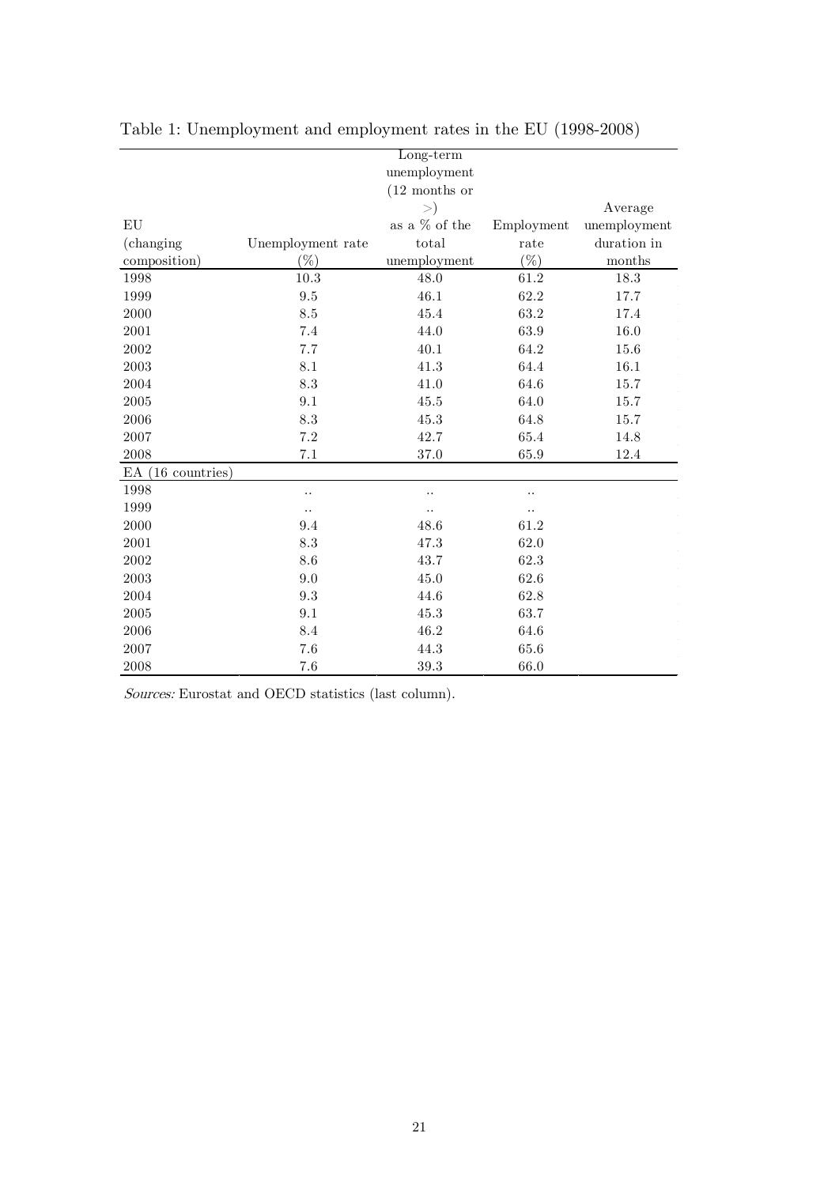Table 1: Unemployment and employment rates in the EU (1998-2008)

| EU (changing composition) | Unemployment rate (%) | Long-term unemployment (12 months or >) as a % of the total unemployment | Employment rate (%) | Average unemployment duration in months |
|---|---|---|---|---|
| 1998 | 10.3 | 48.0 | 61.2 | 18.3 |
| 1999 | 9.5 | 46.1 | 62.2 | 17.7 |
| 2000 | 8.5 | 45.4 | 63.2 | 17.4 |
| 2001 | 7.4 | 44.0 | 63.9 | 16.0 |
| 2002 | 7.7 | 40.1 | 64.2 | 15.6 |
| 2003 | 8.1 | 41.3 | 64.4 | 16.1 |
| 2004 | 8.3 | 41.0 | 64.6 | 15.7 |
| 2005 | 9.1 | 45.5 | 64.0 | 15.7 |
| 2006 | 8.3 | 45.3 | 64.8 | 15.7 |
| 2007 | 7.2 | 42.7 | 65.4 | 14.8 |
| 2008 | 7.1 | 37.0 | 65.9 | 12.4 |
| EA (16 countries) | | | | |
| 1998 | .. | .. | .. | |
| 1999 | .. | .. | .. | |
| 2000 | 9.4 | 48.6 | 61.2 | |
| 2001 | 8.3 | 47.3 | 62.0 | |
| 2002 | 8.6 | 43.7 | 62.3 | |
| 2003 | 9.0 | 45.0 | 62.6 | |
| 2004 | 9.3 | 44.6 | 62.8 | |
| 2005 | 9.1 | 45.3 | 63.7 | |
| 2006 | 8.4 | 46.2 | 64.6 | |
| 2007 | 7.6 | 44.3 | 65.6 | |
| 2008 | 7.6 | 39.3 | 66.0 | |

*Sources:* Eurostat and OECD statistics (last column).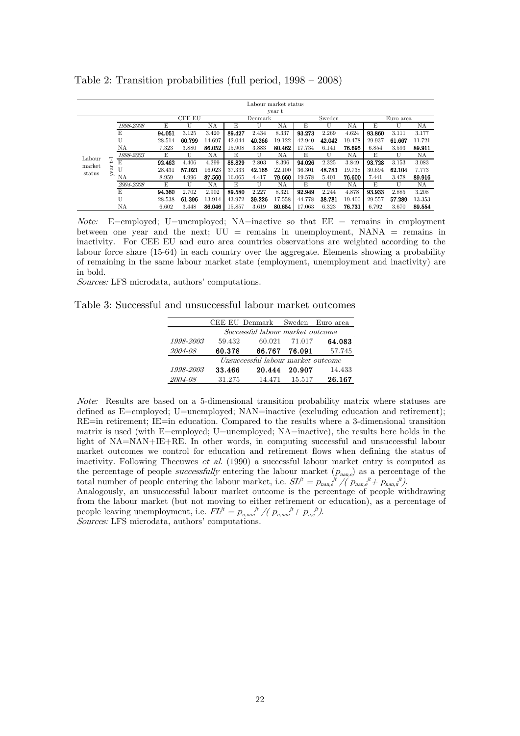Table 2: Transition probabilities (full period, 1998 – 2008)

| | | Labour market status year t | | | | | | | | | | | |
|---|---|---|---|---|---|---|---|---|---|---|---|---|---|
| | | CEE EU | | | Denmark | | | Sweden | | | Euro area | | |
| | *1998-2008* | E | U | NA | E | U | NA | E | U | NA | E | U | NA |
| Labour market status year t-1 | E | **94.051** | 3.125 | 3.420 | **89.427** | 2.434 | 8.337 | **93.273** | 2.269 | 4.624 | **93.860** | 3.111 | 3.177 |
| | U | 28.514 | **60.799** | 14.697 | 42.044 | **40.266** | 19.122 | 42.940 | **42.042** | 19.478 | 29.937 | **61.667** | 11.721 |
| | NA | 7.323 | 3.880 | **86.052** | 15.908 | 3.883 | **80.462** | 17.734 | 6.141 | **76.695** | 6.854 | 3.593 | **89.911** |
| | *1998-2003* | E | U | NA | E | U | NA | E | U | NA | E | U | NA |
| | E | **92.462** | 4.406 | 4.299 | **88.829** | 2.803 | 8.396 | **94.026** | 2.325 | 3.849 | **93.728** | 3.153 | 3.083 |
| | U | 28.431 | **57.021** | 16.023 | 37.333 | **42.165** | 22.100 | 36.301 | **48.783** | 19.738 | 30.694 | **62.104** | 7.773 |
| | NA | 8.959 | 4.996 | **87.560** | 16.065 | 4.417 | **79.660** | 19.578 | 5.401 | **76.600** | 7.441 | 3.478 | **89.916** |
| | *2004-2008* | E | U | NA | E | U | NA | E | U | NA | E | U | NA |
| | E | **94.360** | 2.702 | 2.902 | **89.580** | 2.227 | 8.321 | **92.949** | 2.244 | 4.878 | **93.933** | 2.885 | 3.208 |
| | U | 28.538 | **61.396** | 13.914 | 43.972 | **39.226** | 17.558 | 44.778 | **38.781** | 19.400 | 29.557 | **57.289** | 13.353 |
| | NA | 6.602 | 3.448 | **86.046** | 15.857 | 3.619 | **80.654** | 17.063 | 6.323 | **76.731** | 6.792 | 3.670 | **89.554** |

*Note:* E=employed; U=unemployed; NA=inactive so that EE = remains in employment between one year and the next; UU = remains in unemployment, NANA = remains in inactivity. For CEE EU and euro area countries observations are weighted according to the labour force share (15-64) in each country over the aggregate. Elements showing a probability of remaining in the same labour market state (employment, unemployment and inactivity) are in bold.

*Sources:* LFS microdata, authors' computations.

Table 3: Successful and unsuccessful labour market outcomes

| | CEE EU | Denmark | Sweden | Euro area |
|---|---|---|---|---|
| | *Successful labour market outcome* | | | |
| *1998-2003* | 59.432 | 60.021 | 71.017 | **64.083** |
| *2004-08* | **60.378** | **66.767** | **76.091** | 57.745 |
| | *Unsuccessful labour market outcome* | | | |
| *1998-2003* | **33.466** | **20.444** | **20.907** | 14.433 |
| *2004-08* | 31.275 | 14.471 | 15.517 | **26.167** |

*Note:* Results are based on a 5-dimensional transition probability matrix where statuses are defined as E=employed; U=unemployed; NAN=inactive (excluding education and retirement); RE=in retirement; IE=in education. Compared to the results where a 3-dimensional transition matrix is used (with E=employed; U=unemployed; NA=inactive), the results here holds in the light of NA=NAN+IE+RE. In other words, in computing successful and unsuccessful labour market outcomes we control for education and retirement flows when defining the status of inactivity. Following Theeuwes *et al.* (1990) a successful labour market entry is computed as the percentage of people *successfully* entering the labour market ($p_{nan,e}$) as a percentage of the total number of people entering the labour market, i.e. $SL^{jt} = p_{nan,e}^{\ jt} / ( p_{nan,e}^{\ jt} + p_{nan,u}^{\ jt})$.
Analogously, an unsuccessful labour market outcome is the percentage of people withdrawing from the labour market (but not moving to either retirement or education), as a percentage of people leaving unemployment, i.e. $FL^{jt} = p_{u,nan}^{\ jt} / ( p_{u,nan}^{\ jt} + p_{u,e}^{\ jt})$.

*Sources:* LFS microdata, authors' computations.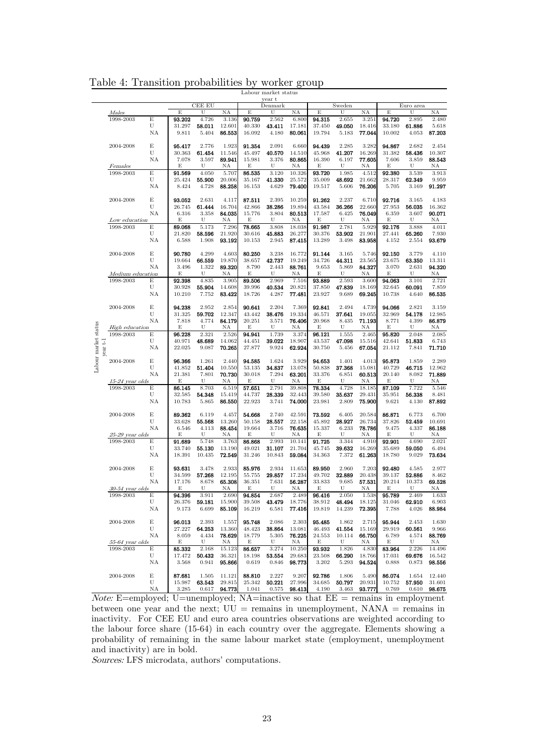Table 4: Transition probabilities by worker group

| | | | CEE EU | | | Denmark | | | Sweden | | | Euro area | | |
|---|---|---|---|---|---|---|---|---|---|---|---|---|---|---|
| *Males* | | | E | U | NA | E | U | NA | E | U | NA | E | U | NA |
| 1998-2003 | E | | **93.202** | 4.726 | 3.136 | **90.759** | 2.562 | 6.800 | **94.315** | 2.655 | 3.251 | **94.720** | 2.895 | 2.480 |
| | U | | 31.297 | **58.011** | 12.601 | 40.330 | **43.411** | 17.181 | 37.450 | **49.050** | 18.416 | 33.180 | **61.886** | 5.618 |
| | NA | | 9.811 | 5.404 | **86.553** | 16.092 | 4.180 | **80.061** | 19.794 | 5.183 | **77.044** | 10.002 | 4.053 | **87.203** |
| 2004-2008 | E | | **95.417** | 2.776 | 1.923 | **91.354** | 2.091 | 6.660 | **94.439** | 2.285 | 3.282 | **94.867** | 2.682 | 2.454 |
| | U | | 30.363 | **61.454** | 11.546 | 45.497 | **40.570** | 14.510 | 45.968 | **41.207** | 16.269 | 31.382 | **58.436** | 10.307 |
| | NA | | 7.078 | 3.597 | **89.941** | 15.981 | 3.376 | **80.865** | 16.390 | 6.197 | **77.605** | 7.606 | 3.859 | **88.543** |
| *Females* | | | E | U | NA | E | U | NA | E | U | NA | E | U | NA |
| 1998-2003 | E | | **91.569** | 4.050 | 5.707 | **86.535** | 3.120 | 10.326 | **93.720** | 1.985 | 4.512 | **92.380** | 3.539 | 3.913 |
| | U | | 25.424 | **55.900** | 20.006 | 35.167 | **41.330** | 25.572 | 35.009 | **48.692** | 21.662 | 28.317 | **62.349** | 9.959 |
| | NA | | 8.424 | 4.728 | **88.258** | 16.153 | 4.629 | **79.400** | 19.517 | 5.606 | **76.206** | 5.705 | 3.169 | **91.297** |
| 2004-2008 | E | | **93.052** | 2.631 | 4.117 | **87.511** | 2.395 | 10.259 | **91.262** | 2.237 | 6.710 | **92.716** | 3.165 | 4.183 |
| | U | | 26.745 | **61.444** | 16.704 | 42.866 | **38.286** | 19.894 | 43.584 | **36.266** | 22.660 | 27.953 | **56.035** | 16.362 |
| | NA | | 6.316 | 3.358 | **84.035** | 15.776 | 3.804 | **80.513** | 17.587 | 6.425 | **76.049** | 6.359 | 3.607 | **90.071** |
| *Low education* | | | E | U | NA | E | U | NA | E | U | NA | E | U | NA |
| 1998-2003 | E | | **89.068** | 5.173 | 7.296 | **78.665** | 3.808 | 18.038 | **91.987** | 2.781 | 5.929 | **92.176** | 3.888 | 4.011 |
| | U | | 21.820 | **58.596** | 21.920 | 30.616 | **45.883** | 26.277 | 30.376 | **53.902** | 21.901 | 27.441 | **65.260** | 7.930 |
| | NA | | 6.588 | 1.908 | **93.192** | 10.153 | 2.945 | **87.415** | 13.289 | 3.498 | **83.958** | 4.152 | 2.554 | **93.679** |
| 2004-2008 | E | | **90.780** | 4.299 | 4.603 | **80.250** | 3.238 | 16.772 | **91.144** | 3.165 | 5.746 | **92.150** | 3.779 | 4.110 |
| | U | | 19.664 | **66.559** | 19.870 | 38.657 | **42.737** | 19.249 | 34.726 | **44.311** | 23.565 | 23.675 | **63.350** | 13.311 |
| | NA | | 3.496 | 1.322 | **89.320** | 8.790 | 2.443 | **88.761** | 9.653 | 5.869 | **84.327** | 3.070 | 2.631 | **94.320** |
| *Medium education* | | | E | U | NA | E | U | NA | E | U | NA | E | U | NA |
| 1998-2003 | E | | **92.398** | 4.835 | 3.905 | **89.506** | 2.969 | 7.516 | **93.889** | 2.593 | 3.600 | **94.063** | 3.101 | 2.721 |
| | U | | 30.928 | **55.904** | 14.608 | 39.996 | **40.534** | 20.821 | 37.850 | **47.839** | 18.169 | 32.645 | **60.091** | 7.859 |
| | NA | | 10.210 | 7.752 | **83.422** | 18.726 | 4.287 | **77.481** | 23.927 | 9.689 | **69.245** | 10.738 | 4.640 | **86.535** |
| 2004-2008 | E | | **94.238** | 2.952 | 2.854 | **90.641** | 2.204 | 7.369 | **92.841** | 2.494 | 4.739 | **94.066** | 2.821 | 3.159 |
| | U | | 31.325 | **59.702** | 12.347 | 43.442 | **38.476** | 19.334 | 46.571 | **37.641** | 19.055 | 32.969 | **54.178** | 12.985 |
| | NA | | 7.818 | 4.774 | **84.179** | 20.251 | 3.571 | **76.406** | 20.968 | 8.435 | **71.193** | 8.771 | 4.399 | **86.879** |
| *High education* | | | E | U | NA | E | U | NA | E | U | NA | E | U | NA |
| 1998-2003 | E | | **96.228** | 2.321 | 2.526 | **94.941** | 1.739 | 3.374 | **96.121** | 1.555 | 2.465 | **95.820** | 2.048 | 2.085 |
| | U | | 40.971 | **48.689** | 14.062 | 44.451 | **39.022** | 18.907 | 43.537 | **47.098** | 15.516 | 42.641 | **51.833** | 6.743 |
| | NA | | 22.025 | 9.087 | **70.265** | 27.877 | 9.924 | **62.924** | 30.750 | 5.456 | **67.054** | 21.112 | 7.841 | **71.710** |
| 2004-2008 | E | | **96.366** | 1.261 | 2.440 | **94.585** | 1.624 | 3.929 | **94.653** | 1.401 | 4.013 | **95.873** | 1.859 | 2.289 |
| | U | | 41.852 | **51.404** | 10.550 | 53.135 | **34.837** | 13.078 | 50.838 | **37.368** | 15.081 | 40.729 | **46.715** | 12.962 |
| | NA | | 21.381 | 7.801 | **70.730** | 30.018 | 7.294 | **63.201** | 33.376 | 6.851 | **60.513** | 20.140 | 8.082 | **71.889** |
| *15-24 year olds* | | | E | U | NA | E | U | NA | E | U | NA | E | U | NA |
| 1998-2003 | E | | **86.145** | 8.703 | 6.519 | **57.651** | 2.791 | 39.808 | **78.334** | 4.728 | 18.185 | **87.109** | 7.722 | 5.546 |
| | U | | 32.585 | **54.348** | 15.419 | 44.737 | **28.339** | 32.443 | 39.580 | **35.637** | 29.431 | 35.951 | **56.338** | 8.481 |
| | NA | | 10.783 | 5.865 | **86.550** | 22.923 | 3.741 | **74.000** | 23.981 | 2.809 | **75.900** | 9.621 | 4.130 | **87.892** |
| 2004-2008 | E | | **89.362** | 6.119 | 4.457 | **54.668** | 2.740 | 42.591 | **73.592** | 6.405 | 20.584 | **86.871** | 6.773 | 6.700 |
| | U | | 33.628 | **55.568** | 13.260 | 50.158 | **28.557** | 22.158 | 45.892 | **28.927** | 26.734 | 37.826 | **52.459** | 10.691 |
| | NA | | 6.546 | 4.113 | **88.454** | 19.664 | 3.716 | **76.635** | 15.337 | 6.233 | **78.786** | 9.475 | 4.337 | **86.188** |
| *25-29 year olds* | | | E | U | NA | E | U | NA | E | U | NA | E | U | NA |
| 1998-2003 | E | | **91.689** | 5.748 | 3.763 | **86.868** | 2.993 | 10.141 | **91.725** | 3.344 | 4.910 | **92.901** | 4.690 | 2.021 |
| | U | | 33.740 | **55.130** | 13.190 | 49.021 | **31.107** | 21.704 | 45.745 | **39.632** | 16.269 | 35.689 | **59.050** | 6.494 |
| | NA | | 18.391 | 10.435 | **72.549** | 31.246 | 10.843 | **59.084** | 34.363 | 7.372 | **61.263** | 18.780 | 9.029 | **73.634** |
| 2004-2008 | E | | **93.631** | 3.478 | 2.933 | **85.976** | 2.934 | 11.653 | **89.950** | 2.960 | 7.203 | **92.480** | 4.585 | 2.977 |
| | U | | 34.599 | **57.268** | 12.195 | 55.755 | **29.857** | 17.234 | 49.702 | **32.889** | 20.438 | 39.137 | **52.886** | 8.462 |
| | NA | | 17.176 | 8.678 | **65.308** | 36.351 | 7.631 | **56.287** | 33.833 | 9.685 | **57.531** | 20.214 | 10.373 | **69.528** |
| *30-54 year olds* | | | E | U | NA | E | U | NA | E | U | NA | E | U | NA |
| 1998-2003 | E | | **94.396** | 3.911 | 2.690 | **94.854** | 2.687 | 2.489 | **96.416** | 2.050 | 1.538 | **95.789** | 2.469 | 1.633 |
| | U | | 26.376 | **59.181** | 15.900 | 39.508 | **43.479** | 18.776 | 38.912 | **48.494** | 18.125 | 31.046 | **62.910** | 6.903 |
| | NA | | 9.173 | 6.699 | **85.109** | 16.219 | 6.581 | **77.416** | 19.819 | 14.239 | **72.395** | 7.788 | 4.026 | **88.984** |
| 2004-2008 | E | | **96.013** | 2.393 | 1.557 | **95.748** | 2.086 | 2.303 | **95.485** | 1.862 | 2.715 | **95.946** | 2.453 | 1.630 |
| | U | | 27.227 | **64.253** | 13.360 | 48.423 | **38.864** | 13.081 | 46.493 | **41.554** | 15.169 | 29.919 | **60.561** | 9.966 |
| | NA | | 8.059 | 4.434 | **78.629** | 18.779 | 5.305 | **76.225** | 24.553 | 10.114 | **66.750** | 6.789 | 4.574 | **88.769** |
| *55-64 year olds* | | | E | U | NA | E | U | NA | E | U | NA | E | U | NA |
| 1998-2003 | E | | **85.332** | 2.168 | 15.123 | **86.657** | 3.274 | 10.250 | **93.932** | 1.826 | 4.830 | **83.964** | 2.226 | 14.496 |
| | U | | 17.472 | **50.432** | 36.321 | 18.198 | **53.554** | 29.683 | 23.508 | **66.290** | 18.766 | 17.031 | **69.676** | 16.542 |
| | NA | | 3.568 | 0.941 | **95.866** | 0.619 | 0.846 | **98.773** | 3.202 | 5.293 | **94.524** | 0.888 | 0.873 | **98.556** |
| 2004-2008 | E | | **87.681** | 1.505 | 11.121 | **88.810** | 2.227 | 9.207 | **92.786** | 1.806 | 5.490 | **86.074** | 1.654 | 12.440 |
| | U | | 15.987 | **63.543** | 29.815 | 25.342 | **50.221** | 27.996 | 34.685 | **50.797** | 20.931 | 10.752 | **57.950** | 31.601 |
| | NA | | 3.285 | 0.617 | **94.773** | 1.041 | 0.575 | **98.413** | 4.190 | 3.463 | **93.777** | 0.769 | 0.610 | **98.675** |

Rows: Labour market status year t-1; Columns: Labour market status year t.

*Note:* E=employed; U=unemployed; NA=inactive so that EE = remains in employment between one year and the next; UU = remains in unemployment, NANA = remains in inactivity. For CEE EU and euro area countries observations are weighted according to the labour force share (15-64) in each country over the aggregate. Elements showing a probability of remaining in the same labour market state (employment, unemployment and inactivity) are in bold.

*Sources:* LFS microdata, authors' computations.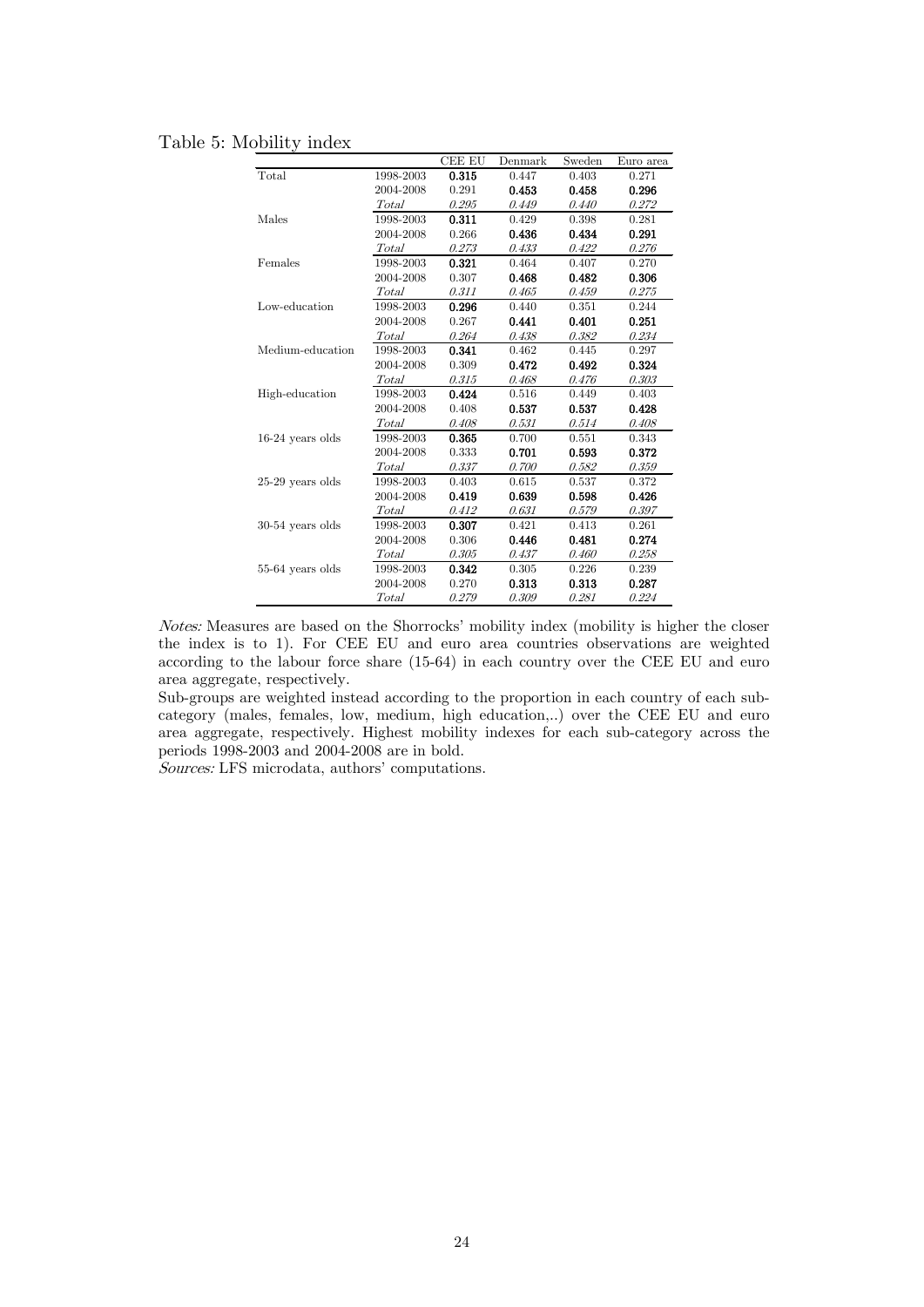Table 5: Mobility index

| | | CEE EU | Denmark | Sweden | Euro area |
|---|---|---|---|---|---|
| Total | 1998-2003 | **0.315** | 0.447 | 0.403 | 0.271 |
| | 2004-2008 | 0.291 | **0.453** | **0.458** | **0.296** |
| | *Total* | *0.295* | *0.449* | *0.440* | *0.272* |
| Males | 1998-2003 | **0.311** | 0.429 | 0.398 | 0.281 |
| | 2004-2008 | 0.266 | **0.436** | **0.434** | **0.291** |
| | *Total* | *0.273* | *0.433* | *0.422* | *0.276* |
| Females | 1998-2003 | **0.321** | 0.464 | 0.407 | 0.270 |
| | 2004-2008 | 0.307 | **0.468** | **0.482** | **0.306** |
| | *Total* | *0.311* | *0.465* | *0.459* | *0.275* |
| Low-education | 1998-2003 | **0.296** | 0.440 | 0.351 | 0.244 |
| | 2004-2008 | 0.267 | **0.441** | **0.401** | **0.251** |
| | *Total* | *0.264* | *0.438* | *0.382* | *0.234* |
| Medium-education | 1998-2003 | **0.341** | 0.462 | 0.445 | 0.297 |
| | 2004-2008 | 0.309 | **0.472** | **0.492** | **0.324** |
| | *Total* | *0.315* | *0.468* | *0.476* | *0.303* |
| High-education | 1998-2003 | **0.424** | 0.516 | 0.449 | 0.403 |
| | 2004-2008 | 0.408 | **0.537** | **0.537** | **0.428** |
| | *Total* | *0.408* | *0.531* | *0.514* | *0.408* |
| 16-24 years olds | 1998-2003 | **0.365** | 0.700 | 0.551 | 0.343 |
| | 2004-2008 | 0.333 | **0.701** | **0.593** | **0.372** |
| | *Total* | *0.337* | *0.700* | *0.582* | *0.359* |
| 25-29 years olds | 1998-2003 | 0.403 | 0.615 | 0.537 | 0.372 |
| | 2004-2008 | **0.419** | **0.639** | **0.598** | **0.426** |
| | *Total* | *0.412* | *0.631* | *0.579* | *0.397* |
| 30-54 years olds | 1998-2003 | **0.307** | 0.421 | 0.413 | 0.261 |
| | 2004-2008 | 0.306 | **0.446** | **0.481** | **0.274** |
| | *Total* | *0.305* | *0.437* | *0.460* | *0.258* |
| 55-64 years olds | 1998-2003 | **0.342** | 0.305 | 0.226 | 0.239 |
| | 2004-2008 | 0.270 | **0.313** | **0.313** | **0.287** |
| | *Total* | *0.279* | *0.309* | *0.281* | *0.224* |

*Notes:* Measures are based on the Shorrocks' mobility index (mobility is higher the closer the index is to 1). For CEE EU and euro area countries observations are weighted according to the labour force share (15-64) in each country over the CEE EU and euro area aggregate, respectively.

Sub-groups are weighted instead according to the proportion in each country of each sub-category (males, females, low, medium, high education,..) over the CEE EU and euro area aggregate, respectively. Highest mobility indexes for each sub-category across the periods 1998-2003 and 2004-2008 are in bold.

*Sources:* LFS microdata, authors' computations.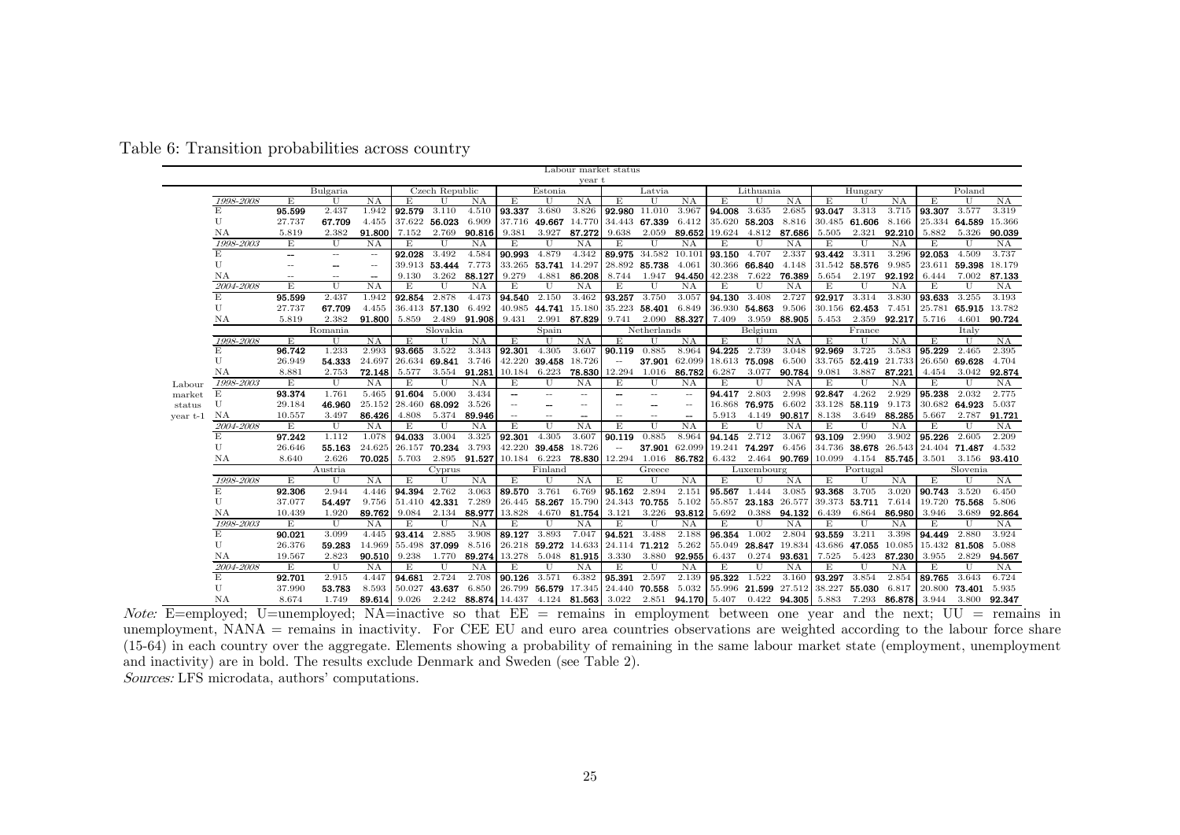Table 6: Transition probabilities across country

| | | Bulgaria | | | Czech Republic | | | Estonia | | | Latvia | | | Lithuania | | | Hungary | | | Poland | | |
|---|---|---|---|---|---|---|---|---|---|---|---|---|---|---|---|---|---|---|---|---|---|---|
| | *1998-2008* | E | U | NA | E | U | NA | E | U | NA | E | U | NA | E | U | NA | E | U | NA | E | U | NA |
| | E | **95.599** | 2.437 | 1.942 | **92.579** | 3.110 | 4.510 | **93.337** | 3.680 | 3.826 | **92.980** | 11.010 | 3.967 | **94.008** | 3.635 | 2.685 | **93.047** | 3.313 | 3.715 | **93.307** | 3.577 | 3.319 |
| | U | 27.737 | **67.709** | 4.455 | 37.622 | **56.023** | 6.909 | 37.716 | **49.667** | 14.770 | 34.443 | **67.339** | 6.412 | 35.620 | **58.203** | 8.816 | 30.485 | **61.606** | 8.166 | 25.334 | **64.589** | 15.366 |
| | NA | 5.819 | 2.382 | **91.800** | 7.152 | 2.769 | **90.816** | 9.381 | 3.927 | **87.272** | 9.638 | 2.059 | **89.652** | 19.624 | 4.812 | **87.686** | 5.505 | 2.321 | **92.210** | 5.882 | 5.326 | **90.039** |
| | *1998-2003* | E | U | NA | E | U | NA | E | U | NA | E | U | NA | E | U | NA | E | U | NA | E | U | NA |
| | E | -- | -- | -- | **92.028** | 3.492 | 4.584 | **90.993** | 4.879 | 4.342 | **89.975** | 34.582 | 10.101 | **93.150** | 4.707 | 2.337 | **93.442** | 3.311 | 3.296 | **92.053** | 4.509 | 3.737 |
| | U | -- | -- | -- | 39.913 | **53.444** | 7.773 | 33.265 | **53.741** | 14.297 | 28.892 | **85.738** | 4.061 | 30.366 | **66.840** | 4.148 | 31.542 | **58.576** | 9.985 | 23.611 | **59.398** | 18.179 |
| | NA | -- | -- | -- | 9.130 | 3.262 | **88.127** | 9.279 | 4.881 | **86.208** | 8.744 | 1.947 | **94.450** | 42.238 | 7.622 | **76.389** | 5.654 | 2.197 | **92.192** | 6.444 | 7.002 | **87.133** |
| | *2004-2008* | E | U | NA | E | U | NA | E | U | NA | E | U | NA | E | U | NA | E | U | NA | E | U | NA |
| | E | **95.599** | 2.437 | 1.942 | **92.854** | 2.878 | 4.473 | **94.540** | 2.150 | 3.462 | **93.257** | 3.750 | 3.057 | **94.130** | 3.408 | 2.727 | **92.917** | 3.314 | 3.830 | **93.633** | 3.255 | 3.193 |
| | U | 27.737 | **67.709** | 4.455 | 36.413 | **57.130** | 6.492 | 40.985 | **44.741** | 15.180 | 35.223 | **58.401** | 6.849 | 36.930 | **54.863** | 9.506 | 30.156 | **62.453** | 7.451 | 25.781 | **65.915** | 13.782 |
| | NA | 5.819 | 2.382 | **91.800** | 5.859 | 2.489 | **91.908** | 9.431 | 2.991 | **87.829** | 9.741 | 2.090 | **88.327** | 7.409 | 3.959 | **88.905** | 5.453 | 2.359 | **92.217** | 5.716 | 4.601 | **90.724** |
| | | Romania | | | Slovakia | | | Spain | | | Netherlands | | | Belgium | | | France | | | Italy | | |
| | *1998-2008* | E | U | NA | E | U | NA | E | U | NA | E | U | NA | E | U | NA | E | U | NA | E | U | NA |
| | E | **96.742** | 1.233 | 2.993 | **93.665** | 3.522 | 3.343 | **92.301** | 4.305 | 3.607 | **90.119** | 0.885 | 8.964 | **94.225** | 2.739 | 3.048 | **92.969** | 3.725 | 3.583 | **95.229** | 2.465 | 2.395 |
| | U | 26.949 | **54.333** | 24.697 | 26.634 | **69.841** | 3.746 | 42.220 | **39.458** | 18.726 | -- | **37.901** | 62.099 | 18.613 | **75.098** | 6.500 | 33.765 | **52.419** | 21.733 | 26.650 | **69.628** | 4.704 |
| | NA | 8.881 | 2.753 | **72.148** | 5.577 | 3.554 | **91.281** | 10.184 | 6.223 | **78.830** | 12.294 | 1.016 | **86.782** | 6.287 | 3.077 | **90.784** | 9.081 | 3.887 | **87.221** | 4.454 | 3.042 | **92.874** |
| Labour | *1998-2003* | E | U | NA | E | U | NA | E | U | NA | E | U | NA | E | U | NA | E | U | NA | E | U | NA |
| market | E | **93.374** | 1.761 | 5.465 | **91.604** | 5.000 | 3.434 | -- | -- | -- | -- | -- | -- | **94.417** | 2.803 | 2.998 | **92.847** | 4.262 | 2.929 | **95.238** | 2.032 | 2.775 |
| status | U | 29.184 | **46.960** | 25.152 | 28.460 | **68.092** | 3.526 | -- | -- | -- | -- | -- | -- | 16.868 | **76.975** | 6.602 | 33.128 | **58.119** | 9.173 | 30.682 | **64.923** | 5.037 |
| year t-1 | NA | 10.557 | 3.497 | **86.426** | 4.808 | 5.374 | **89.946** | -- | -- | -- | -- | -- | -- | 5.913 | 4.149 | **90.817** | 8.138 | 3.649 | **88.285** | 5.667 | 2.787 | **91.721** |
| | *2004-2008* | E | U | NA | E | U | NA | E | U | NA | E | U | NA | E | U | NA | E | U | NA | E | U | NA |
| | E | **97.242** | 1.112 | 1.078 | **94.033** | 3.004 | 3.325 | **92.301** | 4.305 | 3.607 | **90.119** | 0.885 | 8.964 | **94.145** | 2.712 | 3.067 | **93.109** | 2.990 | 3.902 | **95.226** | 2.605 | 2.209 |
| | U | 26.646 | **55.163** | 24.625 | 26.157 | **70.234** | 3.793 | 42.220 | **39.458** | 18.726 | -- | **37.901** | 62.099 | 19.241 | **74.297** | 6.456 | 34.736 | **38.678** | 26.543 | 24.404 | **71.487** | 4.532 |
| | NA | 8.640 | 2.626 | **70.025** | 5.703 | 2.895 | **91.527** | 10.184 | 6.223 | **78.830** | 12.294 | 1.016 | **86.782** | 6.432 | 2.464 | **90.769** | 10.099 | 4.154 | **85.745** | 3.501 | 3.156 | **93.410** |
| | | Austria | | | Cyprus | | | Finland | | | Greece | | | Luxembourg | | | Portugal | | | Slovenia | | |
| | *1998-2008* | E | U | NA | E | U | NA | E | U | NA | E | U | NA | E | U | NA | E | U | NA | E | U | NA |
| | E | **92.306** | 2.944 | 4.446 | **94.394** | 2.762 | 3.063 | **89.570** | 3.761 | 6.769 | **95.162** | 2.894 | 2.151 | **95.567** | 1.444 | 3.085 | **93.368** | 3.705 | 3.020 | **90.743** | 3.520 | 6.450 |
| | U | 37.077 | **54.497** | 9.756 | 51.410 | **42.331** | 7.289 | 26.445 | **58.267** | 15.790 | 24.343 | **70.755** | 5.102 | 55.857 | **23.183** | 26.577 | 39.373 | **53.711** | 7.614 | 19.720 | **75.568** | 5.806 |
| | NA | 10.439 | 1.920 | **89.762** | 9.084 | 2.134 | **88.977** | 13.828 | 4.670 | **81.754** | 3.121 | 3.226 | **93.812** | 5.692 | 0.388 | **94.132** | 6.439 | 6.864 | **86.980** | 3.946 | 3.689 | **92.864** |
| | *1998-2003* | E | U | NA | E | U | NA | E | U | NA | E | U | NA | E | U | NA | E | U | NA | E | U | NA |
| | E | **90.021** | 3.099 | 4.445 | **93.414** | 2.885 | 3.908 | **89.127** | 3.893 | 7.047 | **94.521** | 3.488 | 2.188 | **96.354** | 1.002 | 2.804 | **93.559** | 3.211 | 3.398 | **94.449** | 2.880 | 3.924 |
| | U | 26.376 | **59.283** | 14.969 | 55.498 | **37.099** | 8.516 | 26.218 | **59.272** | 14.633 | 24.114 | **71.212** | 5.262 | 55.049 | **28.847** | 19.834 | 43.686 | **47.055** | 10.085 | 15.432 | **81.508** | 5.088 |
| | NA | 19.567 | 2.823 | **90.510** | 9.238 | 1.770 | **89.274** | 13.278 | 5.048 | **81.915** | 3.330 | 3.880 | **92.955** | 6.437 | 0.274 | **93.631** | 7.525 | 5.423 | **87.230** | 3.955 | 2.829 | **94.567** |
| | *2004-2008* | E | U | NA | E | U | NA | E | U | NA | E | U | NA | E | U | NA | E | U | NA | E | U | NA |
| | E | **92.701** | 2.915 | 4.447 | **94.681** | 2.724 | 2.708 | **90.126** | 3.571 | 6.382 | **95.391** | 2.597 | 2.139 | **95.322** | 1.522 | 3.160 | **93.297** | 3.854 | 2.854 | **89.765** | 3.643 | 6.724 |
| | U | 37.990 | **53.783** | 8.593 | 50.027 | **43.637** | 6.850 | 26.799 | **56.579** | 17.345 | 24.440 | **70.558** | 5.032 | 55.996 | **21.599** | 27.512 | 38.227 | **55.030** | 6.817 | 20.800 | **73.401** | 5.935 |
| | NA | 8.674 | 1.749 | **89.614** | 9.026 | 2.242 | **88.874** | 14.437 | 4.124 | **81.563** | 3.022 | 2.851 | **94.170** | 5.407 | 0.422 | **94.305** | 5.883 | 7.293 | **86.878** | 3.944 | 3.800 | **92.347** |

Column header: Labour market status year t.

*Note:* E=employed; U=unemployed; NA=inactive so that EE = remains in employment between one year and the next; UU = remains in unemployment, NANA = remains in inactivity. For CEE EU and euro area countries observations are weighted according to the labour force share (15-64) in each country over the aggregate. Elements showing a probability of remaining in the same labour market state (employment, unemployment and inactivity) are in bold. The results exclude Denmark and Sweden (see Table 2).

*Sources:* LFS microdata, authors' computations.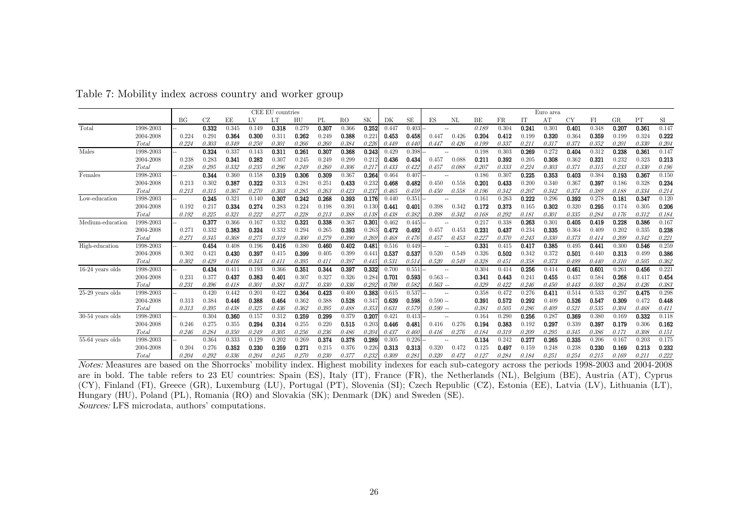Table 7: Mobility index across country and worker group

| | | CEE EU countries | | | | | | | | | | | Euro area | | | | | | | | | | |
|---|---|---|---|---|---|---|---|---|---|---|---|---|---|---|---|---|---|---|---|---|---|---|---|
| | | BG | CZ | EE | LV | LT | HU | PL | RO | SK | DK | SE | ES | NL | BE | FR | IT | AT | CY | FI | GR | PT | SI |
| Total | 1998-2003 | -- | **0.332** | 0.345 | 0.149 | **0.318** | 0.279 | **0.307** | 0.366 | **0.252** | 0.447 | 0.403 | -- | -- | *0.189* | 0.304 | **0.241** | 0.301 | **0.401** | 0.348 | **0.207** | **0.361** | 0.147 |
| | 2004-2008 | 0.224 | 0.291 | **0.364** | **0.300** | 0.311 | **0.262** | 0.249 | **0.388** | 0.221 | **0.453** | **0.458** | 0.447 | 0.426 | **0.204** | **0.412** | 0.199 | **0.320** | 0.364 | **0.359** | 0.199 | 0.324 | **0.222** |
| | *Total* | *0.224* | *0.303* | *0.349* | *0.250* | *0.301* | *0.266* | *0.260* | *0.384* | *0.226* | *0.449* | *0.440* | *0.447* | *0.426* | *0.199* | *0.337* | *0.211* | *0.317* | *0.371* | *0.352* | *0.201* | *0.330* | *0.204* |
| Males | 1998-2003 | -- | **0.324** | 0.337 | 0.143 | **0.311** | **0.261** | **0.307** | **0.368** | **0.243** | 0.429 | 0.398 | -- | -- | 0.198 | 0.303 | **0.269** | 0.272 | **0.404** | 0.312 | **0.238** | **0.361** | 0.147 |
| | 2004-2008 | 0.238 | 0.283 | **0.341** | **0.282** | 0.307 | 0.245 | 0.249 | 0.299 | 0.212 | **0.436** | **0.434** | 0.457 | 0.088 | **0.211** | **0.392** | 0.205 | **0.308** | 0.362 | **0.321** | 0.232 | 0.323 | **0.213** |
| | *Total* | *0.238* | *0.295* | *0.332* | *0.235* | *0.296* | *0.249* | *0.260* | *0.306* | *0.217* | *0.433* | *0.422* | *0.457* | *0.088* | *0.207* | *0.333* | *0.224* | *0.303* | *0.371* | *0.315* | *0.233* | *0.330* | *0.196* |
| Females | 1998-2003 | -- | **0.344** | 0.360 | 0.158 | **0.319** | **0.306** | **0.309** | 0.367 | **0.264** | 0.464 | 0.407 | -- | -- | 0.186 | 0.307 | **0.225** | **0.353** | **0.403** | 0.384 | **0.193** | **0.367** | 0.150 |
| | 2004-2008 | 0.213 | 0.302 | **0.387** | **0.322** | 0.313 | 0.281 | 0.251 | **0.433** | 0.232 | **0.468** | **0.482** | 0.450 | 0.558 | **0.201** | **0.433** | 0.200 | 0.340 | 0.367 | **0.397** | 0.186 | 0.328 | **0.234** |
| | *Total* | *0.213* | *0.315* | *0.367* | *0.270* | *0.303* | *0.285* | *0.263* | *0.423* | *0.237* | *0.465* | *0.459* | *0.450* | *0.558* | *0.196* | *0.342* | *0.207* | *0.342* | *0.374* | *0.389* | *0.188* | *0.334* | *0.214* |
| Low-education | 1998-2003 | -- | **0.245** | 0.321 | 0.140 | **0.307** | **0.242** | **0.268** | **0.393** | **0.176** | 0.440 | 0.351 | -- | -- | 0.161 | 0.263 | **0.222** | 0.296 | **0.392** | 0.278 | **0.181** | **0.347** | 0.120 |
| | 2004-2008 | 0.192 | 0.217 | **0.334** | **0.274** | 0.283 | 0.224 | 0.198 | 0.391 | 0.130 | **0.441** | **0.401** | 0.398 | 0.342 | **0.172** | **0.373** | 0.165 | **0.302** | 0.320 | **0.295** | 0.174 | 0.305 | **0.206** |
| | *Total* | *0.192* | *0.225* | *0.321* | *0.222* | *0.277* | *0.228* | *0.213* | *0.388* | *0.138* | *0.438* | *0.382* | *0.398* | *0.342* | *0.168* | *0.292* | *0.181* | *0.301* | *0.335* | *0.284* | *0.176* | *0.312* | *0.184* |
| Medium-education | 1998-2003 | -- | **0.377** | 0.366 | 0.167 | 0.332 | **0.321** | **0.338** | 0.367 | **0.301** | 0.462 | 0.445 | -- | -- | 0.217 | 0.338 | **0.263** | 0.301 | **0.405** | **0.419** | **0.228** | **0.386** | 0.167 |
| | 2004-2008 | 0.271 | 0.332 | **0.383** | **0.324** | 0.332 | 0.294 | 0.265 | **0.393** | 0.263 | **0.472** | **0.492** | 0.457 | 0.453 | **0.231** | **0.437** | 0.234 | **0.335** | 0.364 | 0.409 | 0.202 | 0.335 | **0.238** |
| | *Total* | *0.271* | *0.345* | *0.368* | *0.275* | *0.319* | *0.300* | *0.279* | *0.390* | *0.269* | *0.468* | *0.476* | *0.457* | *0.453* | *0.227* | *0.370* | *0.243* | *0.330* | *0.373* | *0.414* | *0.209* | *0.342* | *0.221* |
| High-education | 1998-2003 | -- | **0.454** | 0.408 | 0.196 | **0.416** | 0.380 | **0.460** | **0.402** | **0.481** | 0.516 | 0.449 | -- | -- | **0.331** | 0.415 | **0.417** | **0.385** | 0.495 | **0.441** | 0.300 | **0.546** | 0.259 |
| | 2004-2008 | 0.302 | 0.421 | **0.430** | **0.397** | 0.415 | **0.399** | 0.405 | 0.399 | 0.441 | **0.537** | **0.537** | 0.520 | 0.549 | 0.326 | **0.502** | 0.342 | 0.372 | **0.501** | 0.440 | **0.313** | 0.499 | **0.386** |
| | *Total* | *0.302* | *0.429* | *0.416* | *0.343* | *0.411* | *0.395* | *0.411* | *0.397* | *0.445* | *0.531* | *0.514* | *0.520* | *0.549* | *0.328* | *0.451* | *0.358* | *0.373* | *0.499* | *0.440* | *0.310* | *0.505* | *0.362* |
| 16-24 years olds | 1998-2003 | -- | **0.434** | 0.411 | 0.193 | 0.366 | **0.351** | **0.344** | **0.397** | **0.332** | 0.700 | 0.551 | -- | -- | 0.304 | 0.414 | **0.256** | 0.414 | **0.461** | **0.601** | 0.261 | **0.456** | 0.221 |
| | 2004-2008 | 0.231 | 0.377 | **0.437** | **0.383** | **0.401** | 0.307 | 0.327 | 0.326 | 0.284 | **0.701** | **0.593** | 0.563 | -- | **0.341** | **0.443** | 0.241 | **0.455** | 0.437 | 0.584 | **0.268** | 0.417 | **0.454** |
| | *Total* | *0.231* | *0.396* | *0.418* | *0.301* | *0.381* | *0.317* | *0.330* | *0.336* | *0.292* | *0.700* | *0.582* | *0.563* | -- | *0.329* | *0.422* | *0.246* | *0.450* | *0.443* | *0.593* | *0.264* | *0.426* | *0.383* |
| 25-29 years olds | 1998-2003 | -- | 0.420 | 0.442 | 0.201 | 0.422 | **0.364** | **0.423** | 0.400 | **0.383** | 0.615 | 0.537 | -- | -- | 0.358 | 0.472 | 0.276 | **0.411** | 0.514 | 0.533 | 0.297 | **0.475** | 0.298 |
| | 2004-2008 | 0.313 | 0.384 | **0.446** | **0.388** | **0.464** | 0.362 | 0.388 | **0.528** | 0.347 | **0.639** | **0.598** | 0.590 | -- | **0.391** | **0.572** | **0.292** | 0.409 | **0.526** | **0.547** | **0.309** | 0.472 | **0.448** |
| | *Total* | *0.313* | *0.395* | *0.438* | *0.325* | *0.436* | *0.362* | *0.395* | *0.488* | *0.353* | *0.631* | *0.579* | *0.590* | -- | *0.381* | *0.505* | *0.286* | *0.409* | *0.521* | *0.535* | *0.304* | *0.468* | *0.411* |
| 30-54 years olds | 1998-2003 | -- | 0.304 | **0.360** | 0.157 | 0.312 | **0.259** | **0.299** | 0.379 | **0.207** | 0.421 | 0.413 | -- | -- | 0.164 | 0.290 | **0.256** | 0.287 | **0.369** | 0.380 | 0.169 | **0.332** | 0.118 |
| | 2004-2008 | 0.246 | 0.275 | 0.355 | **0.294** | **0.314** | 0.255 | 0.220 | **0.515** | 0.203 | **0.446** | **0.481** | 0.416 | 0.276 | **0.194** | **0.383** | 0.192 | **0.297** | 0.339 | **0.397** | **0.179** | 0.306 | **0.162** |
| | *Total* | *0.246* | *0.284* | *0.350* | *0.249* | *0.305* | *0.256* | *0.236* | *0.486* | *0.204* | *0.437* | *0.460* | *0.416* | *0.276* | *0.184* | *0.319* | *0.209* | *0.295* | *0.345* | *0.386* | *0.171* | *0.308* | *0.151* |
| 55-64 years olds | 1998-2003 | -- | 0.364 | 0.333 | 0.129 | 0.202 | 0.269 | **0.374** | **0.378** | **0.289** | 0.305 | 0.226 | -- | -- | **0.134** | 0.242 | **0.277** | **0.265** | **0.335** | 0.206 | 0.167 | 0.203 | 0.175 |
| | 2004-2008 | 0.204 | 0.276 | **0.352** | **0.230** | **0.259** | **0.271** | 0.215 | 0.376 | 0.226 | **0.313** | **0.313** | 0.320 | 0.472 | 0.125 | **0.497** | 0.159 | 0.248 | 0.238 | **0.230** | **0.169** | **0.213** | **0.232** |
| | *Total* | *0.204* | *0.292* | *0.336* | *0.204* | *0.245* | *0.270* | *0.230* | *0.377* | *0.232* | *0.309* | *0.281* | *0.320* | *0.472* | *0.127* | *0.284* | *0.184* | *0.251* | *0.254* | *0.215* | *0.169* | *0.211* | *0.222* |

*Notes:* Measures are based on the Shorrocks' mobility index. Highest mobility indexes for each sub-category across the periods 1998-2003 and 2004-2008 are in bold. The table refers to 23 EU countries: Spain (ES), Italy (IT), France (FR), the Netherlands (NL), Belgium (BE), Austria (AT), Cyprus (CY), Finland (FI), Greece (GR), Luxemburg (LU), Portugal (PT), Slovenia (SI); Czech Republic (CZ), Estonia (EE), Latvia (LV), Lithuania (LT), Hungary (HU), Poland (PL), Romania (RO) and Slovakia (SK); Denmark (DK) and Sweden (SE).

*Sources:* LFS microdata, authors' computations.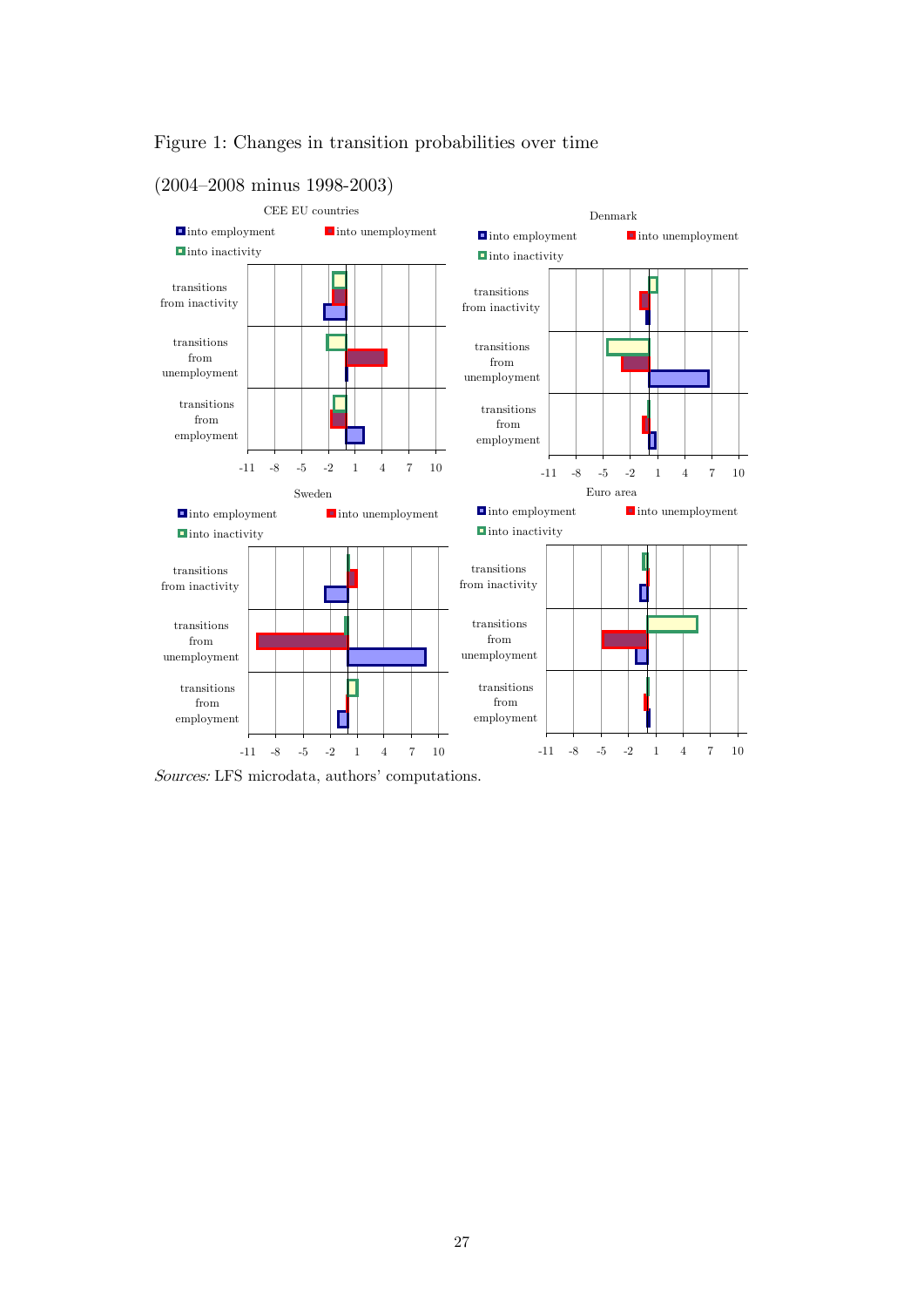Figure 1: Changes in transition probabilities over time

(2004–2008 minus 1998-2003)

*Sources:* LFS microdata, authors' computations.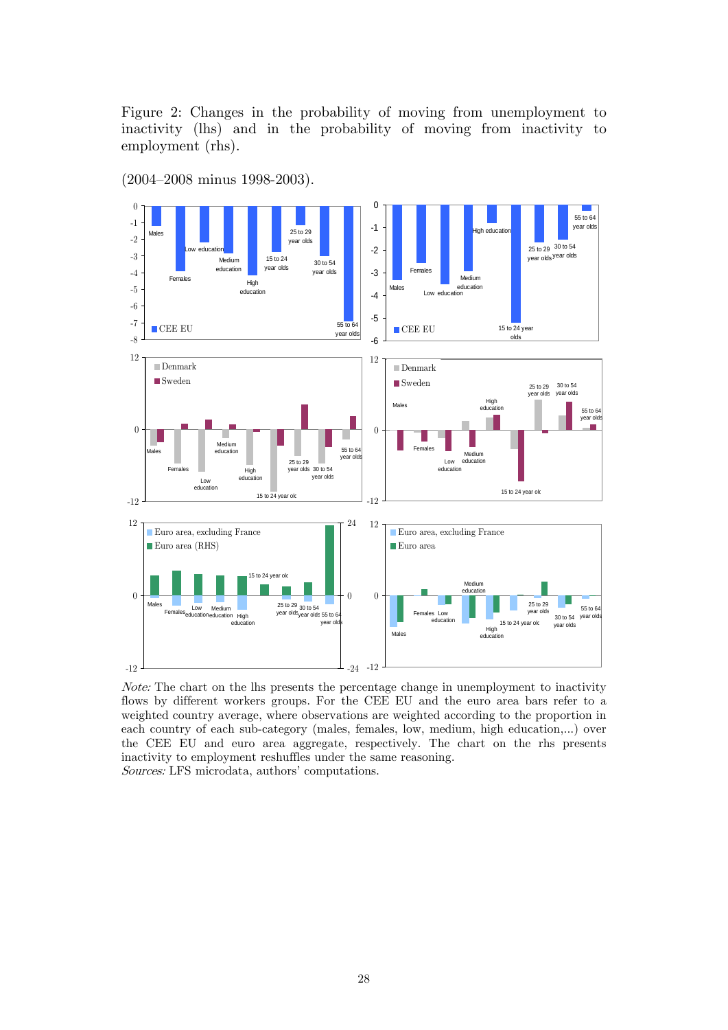Figure 2: Changes in the probability of moving from unemployment to inactivity (lhs) and in the probability of moving from inactivity to employment (rhs).

(2004–2008 minus 1998-2003).

*Note:* The chart on the lhs presents the percentage change in unemployment to inactivity flows by different workers groups. For the CEE EU and the euro area bars refer to a weighted country average, where observations are weighted according to the proportion in each country of each sub-category (males, females, low, medium, high education,...) over the CEE EU and euro area aggregate, respectively. The chart on the rhs presents inactivity to employment reshuffles under the same reasoning.
*Sources:* LFS microdata, authors' computations.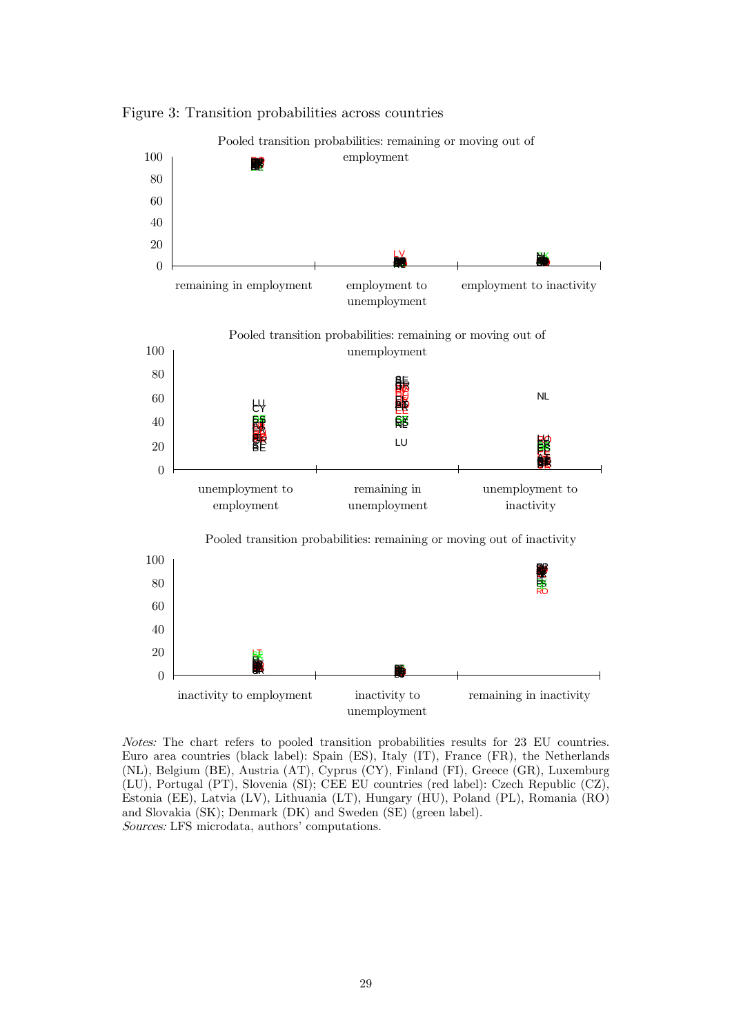Figure 3: Transition probabilities across countries

Pooled transition probabilities: remaining or moving out of employment

Pooled transition probabilities: remaining or moving out of unemployment

Pooled transition probabilities: remaining or moving out of inactivity

*Notes:* The chart refers to pooled transition probabilities results for 23 EU countries. Euro area countries (black label): Spain (ES), Italy (IT), France (FR), the Netherlands (NL), Belgium (BE), Austria (AT), Cyprus (CY), Finland (FI), Greece (GR), Luxemburg (LU), Portugal (PT), Slovenia (SI); CEE EU countries (red label): Czech Republic (CZ), Estonia (EE), Latvia (LV), Lithuania (LT), Hungary (HU), Poland (PL), Romania (RO) and Slovakia (SK); Denmark (DK) and Sweden (SE) (green label).
*Sources:* LFS microdata, authors' computations.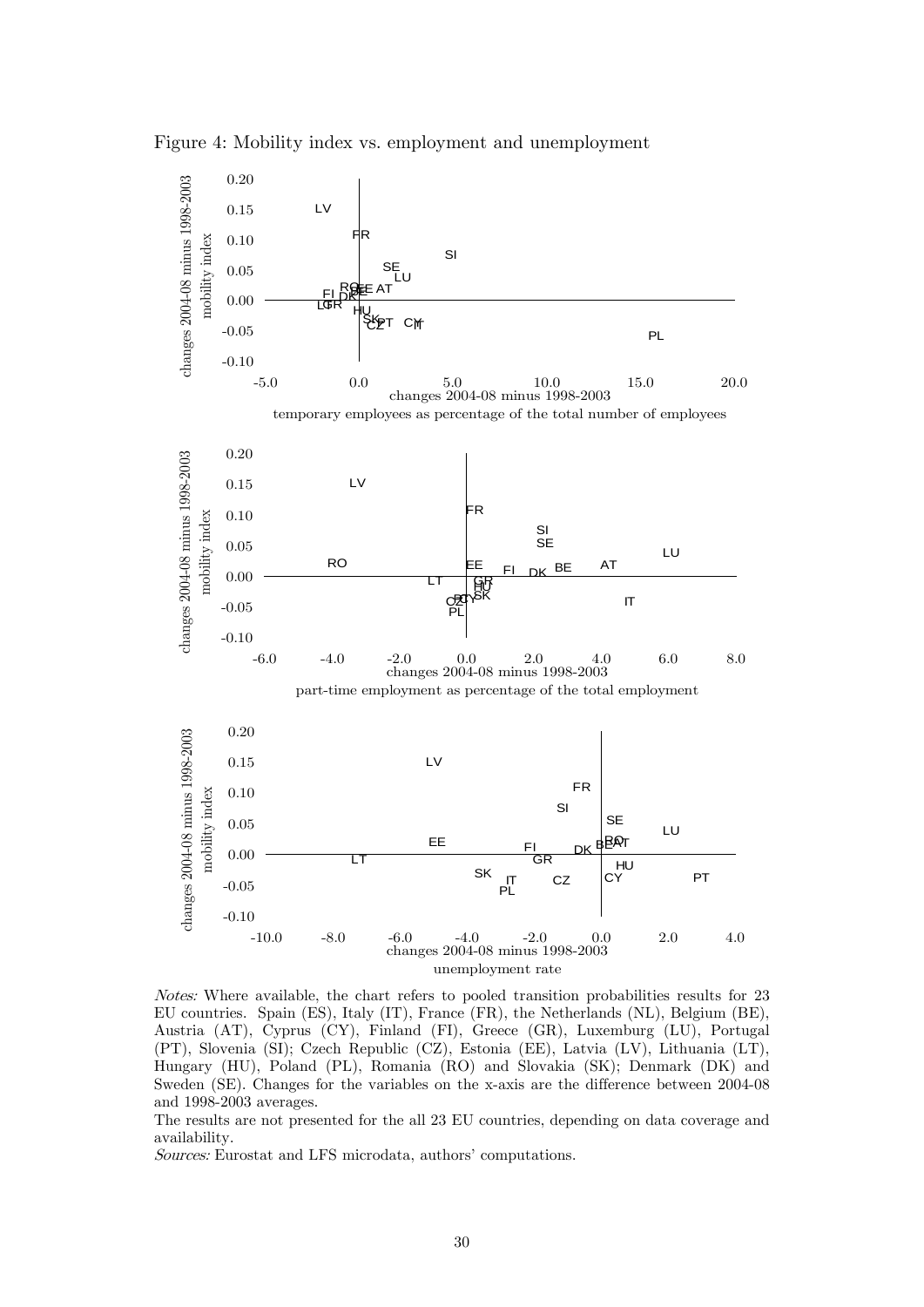Figure 4: Mobility index vs. employment and unemployment

*Notes:* Where available, the chart refers to pooled transition probabilities results for 23 EU countries. Spain (ES), Italy (IT), France (FR), the Netherlands (NL), Belgium (BE), Austria (AT), Cyprus (CY), Finland (FI), Greece (GR), Luxemburg (LU), Portugal (PT), Slovenia (SI); Czech Republic (CZ), Estonia (EE), Latvia (LV), Lithuania (LT), Hungary (HU), Poland (PL), Romania (RO) and Slovakia (SK); Denmark (DK) and Sweden (SE). Changes for the variables on the x-axis are the difference between 2004-08 and 1998-2003 averages.

The results are not presented for the all 23 EU countries, depending on data coverage and availability.

*Sources:* Eurostat and LFS microdata, authors' computations.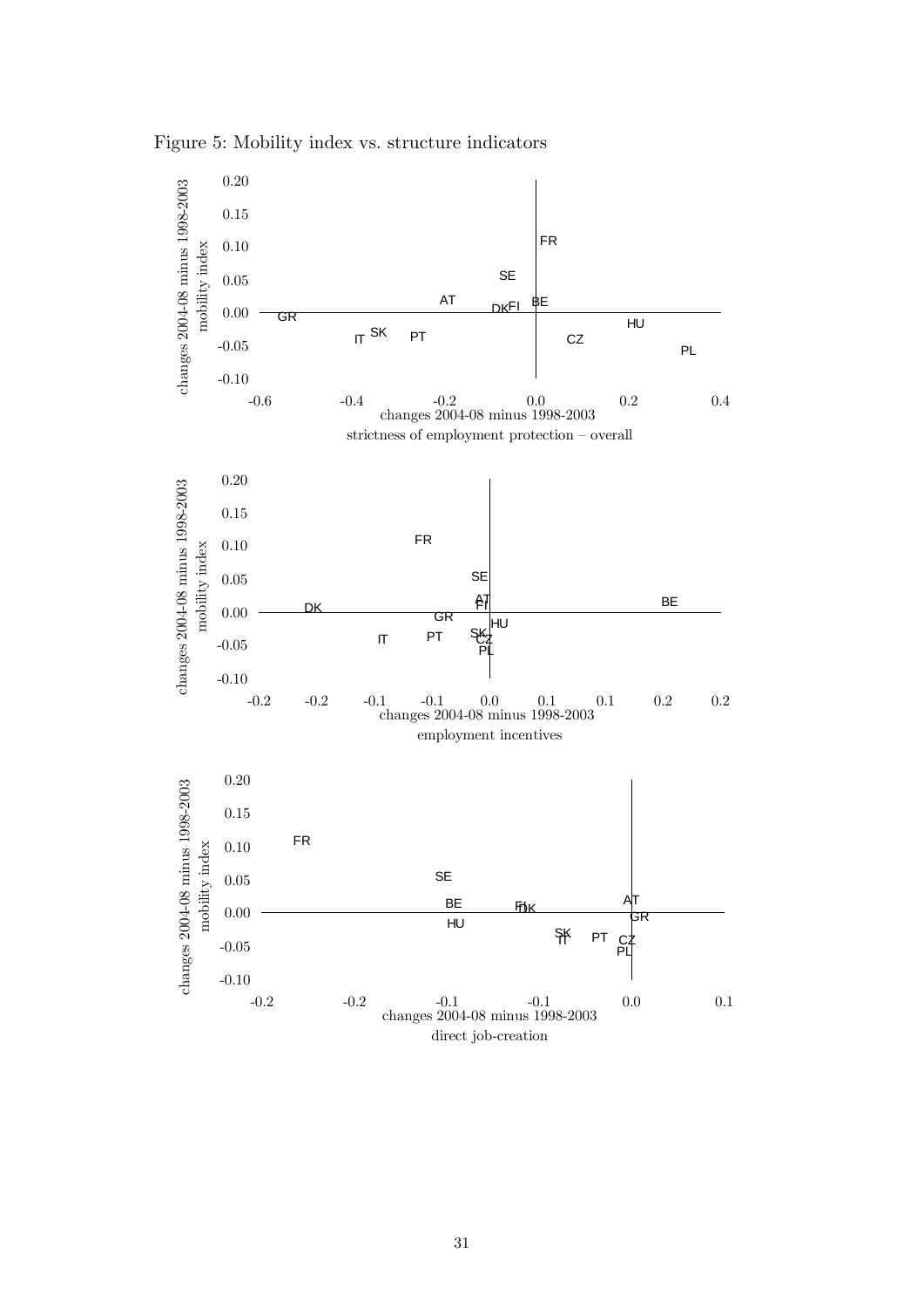Figure 5: Mobility index vs. structure indicators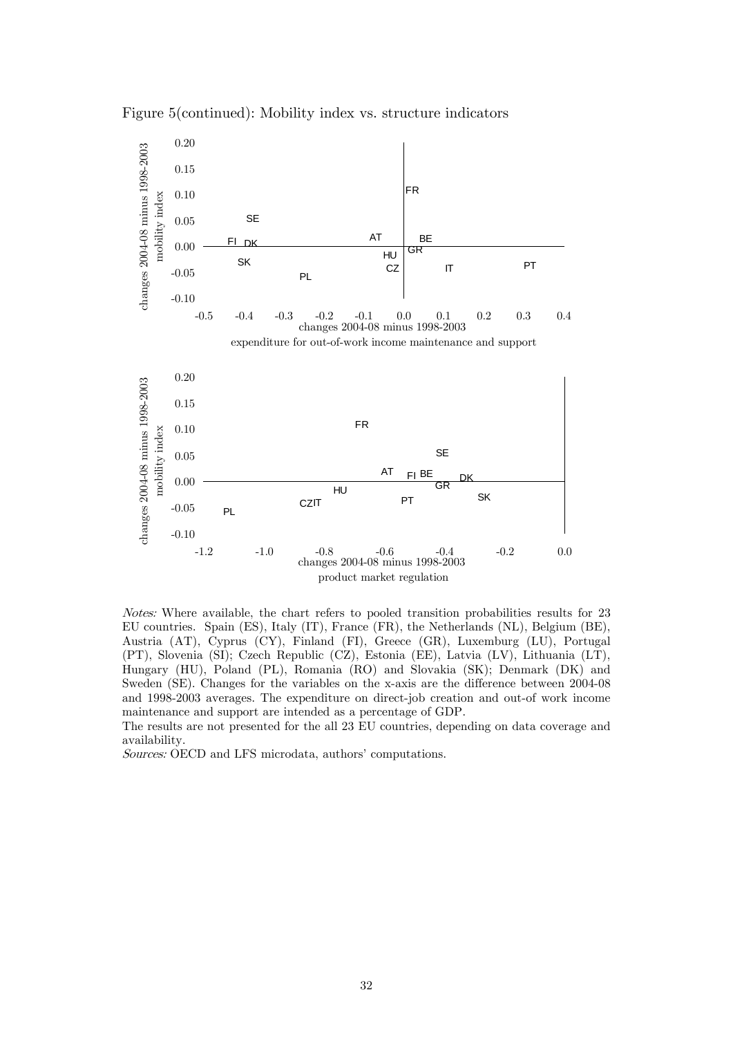Figure 5(continued): Mobility index vs. structure indicators

changes 2004-08 minus 1998-2003
mobility index

0.20
0.15
0.10
0.05
0.00
-0.05
-0.10

FR
SE
AT
BE
FI
DK
GR
HU
SK
CZ
IT
PT
PL

-0.5 -0.4 -0.3 -0.2 -0.1 0.0 0.1 0.2 0.3 0.4

changes 2004-08 minus 1998-2003
expenditure for out-of-work income maintenance and support

changes 2004-08 minus 1998-2003
mobility index

0.20
0.15
0.10
0.05
0.00
-0.05
-0.10

FR
SE
AT
FI
BE
DK
GR
HU
SK
CZIT
PT
PL

-1.2 -1.0 -0.8 -0.6 -0.4 -0.2 0.0

changes 2004-08 minus 1998-2003
product market regulation

*Notes:* Where available, the chart refers to pooled transition probabilities results for 23 EU countries. Spain (ES), Italy (IT), France (FR), the Netherlands (NL), Belgium (BE), Austria (AT), Cyprus (CY), Finland (FI), Greece (GR), Luxemburg (LU), Portugal (PT), Slovenia (SI); Czech Republic (CZ), Estonia (EE), Latvia (LV), Lithuania (LT), Hungary (HU), Poland (PL), Romania (RO) and Slovakia (SK); Denmark (DK) and Sweden (SE). Changes for the variables on the x-axis are the difference between 2004-08 and 1998-2003 averages. The expenditure on direct-job creation and out-of work income maintenance and support are intended as a percentage of GDP.

The results are not presented for the all 23 EU countries, depending on data coverage and availability.

*Sources:* OECD and LFS microdata, authors' computations.